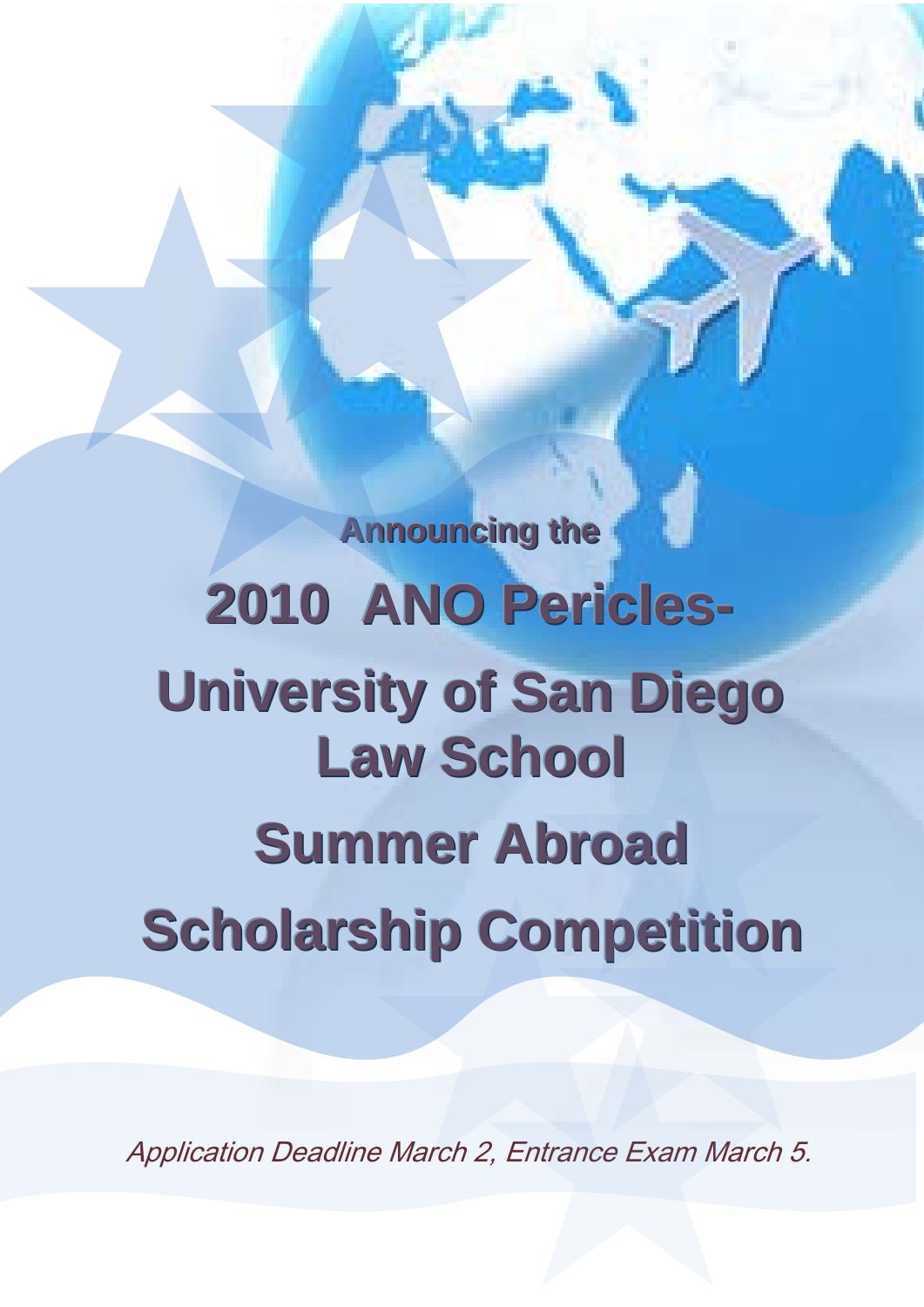**Announcing the**

# 2010 ANO Pericles-
# University of San Diego Law School
# Summer Abroad
# Scholarship Competition

*Application Deadline March 2, Entrance Exam March 5.*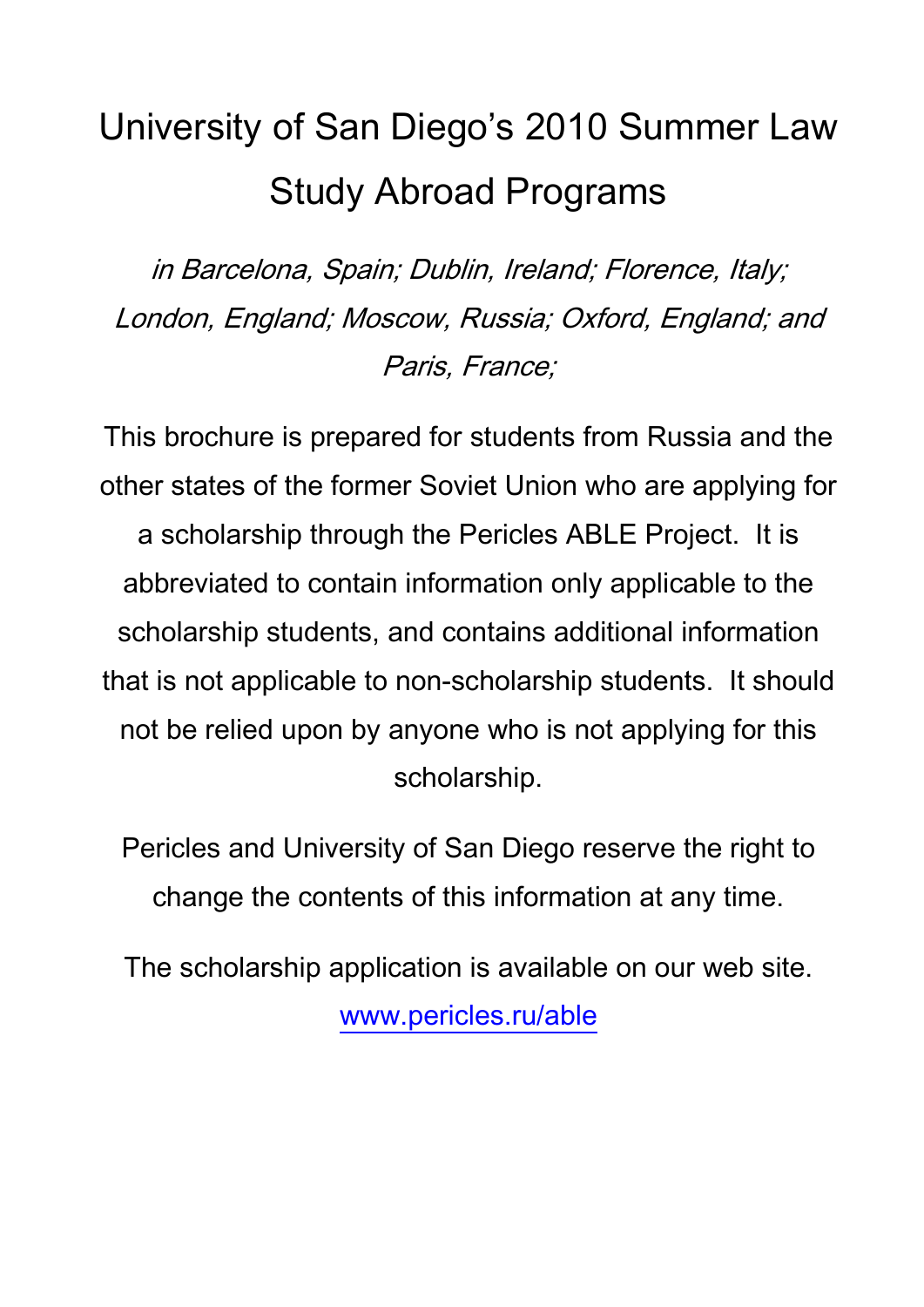# University of San Diego's 2010 Summer Law Study Abroad Programs

*in Barcelona, Spain; Dublin, Ireland; Florence, Italy; London, England; Moscow, Russia; Oxford, England; and Paris, France;*

This brochure is prepared for students from Russia and the other states of the former Soviet Union who are applying for a scholarship through the Pericles ABLE Project. It is abbreviated to contain information only applicable to the scholarship students, and contains additional information that is not applicable to non-scholarship students. It should not be relied upon by anyone who is not applying for this scholarship.

Pericles and University of San Diego reserve the right to change the contents of this information at any time.

The scholarship application is available on our web site. [www.pericles.ru/able](www.pericles.ru/able)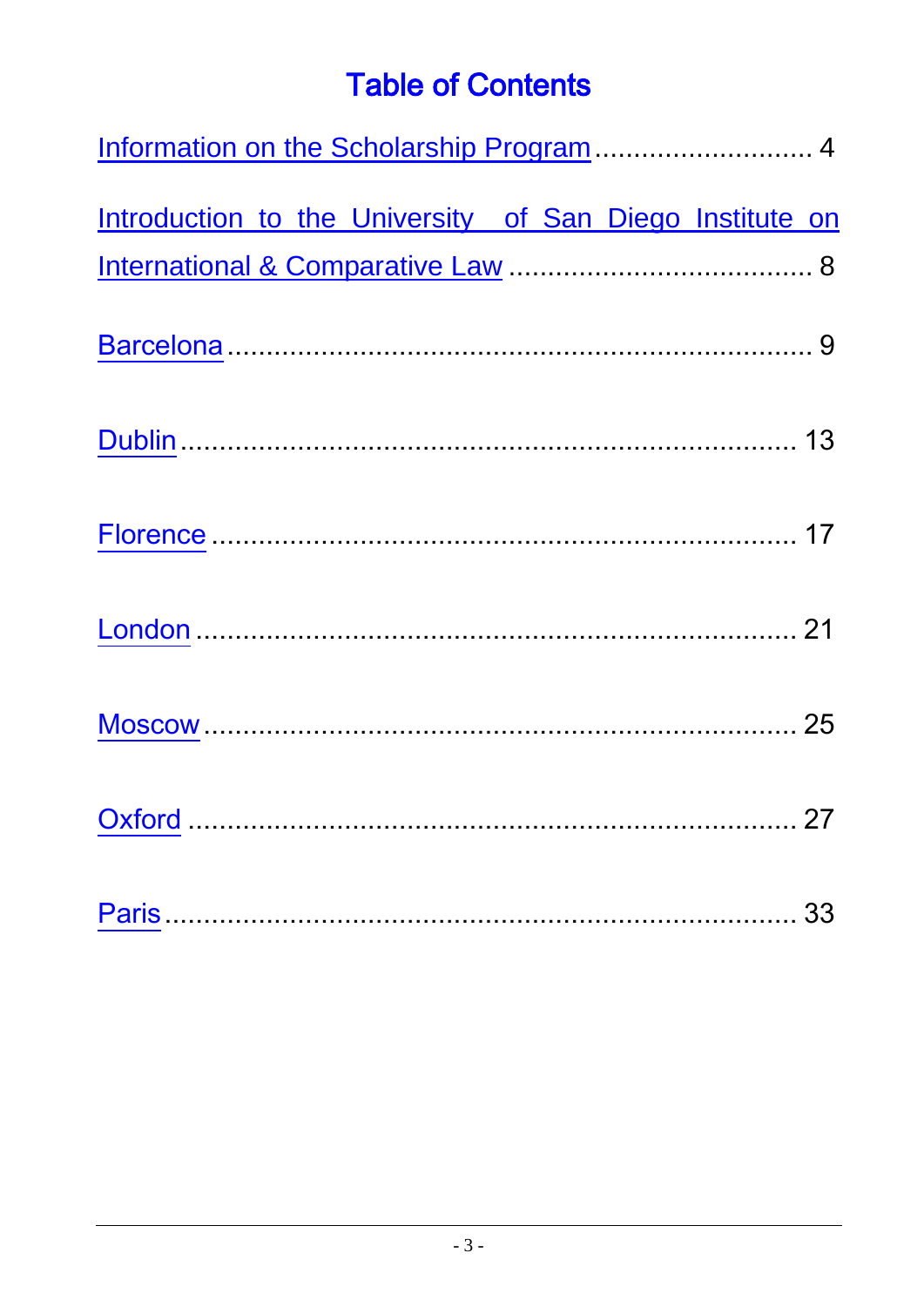# Table of Contents

Information on the Scholarship Program ............................ 4

Introduction to the University of San Diego Institute on International & Comparative Law ....................................... 8

Barcelona ........................................................................... 9

Dublin ............................................................................... 13

Florence ............................................................................ 17

London .............................................................................. 21

Moscow ............................................................................. 25

Oxford .............................................................................. 27

Paris .................................................................................. 33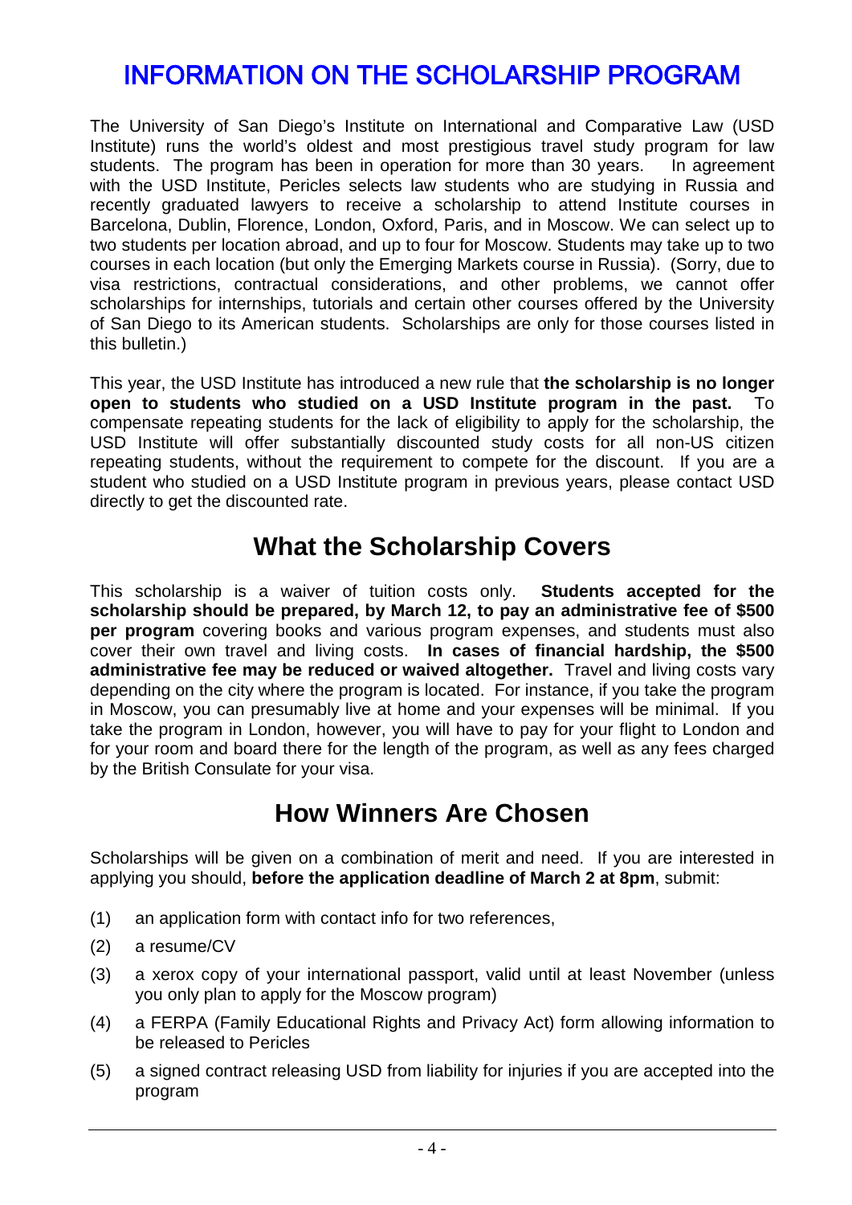# INFORMATION ON THE SCHOLARSHIP PROGRAM

The University of San Diego's Institute on International and Comparative Law (USD Institute) runs the world's oldest and most prestigious travel study program for law students. The program has been in operation for more than 30 years. In agreement with the USD Institute, Pericles selects law students who are studying in Russia and recently graduated lawyers to receive a scholarship to attend Institute courses in Barcelona, Dublin, Florence, London, Oxford, Paris, and in Moscow. We can select up to two students per location abroad, and up to four for Moscow. Students may take up to two courses in each location (but only the Emerging Markets course in Russia). (Sorry, due to visa restrictions, contractual considerations, and other problems, we cannot offer scholarships for internships, tutorials and certain other courses offered by the University of San Diego to its American students. Scholarships are only for those courses listed in this bulletin.)

This year, the USD Institute has introduced a new rule that **the scholarship is no longer open to students who studied on a USD Institute program in the past.** To compensate repeating students for the lack of eligibility to apply for the scholarship, the USD Institute will offer substantially discounted study costs for all non-US citizen repeating students, without the requirement to compete for the discount. If you are a student who studied on a USD Institute program in previous years, please contact USD directly to get the discounted rate.

## What the Scholarship Covers

This scholarship is a waiver of tuition costs only. **Students accepted for the scholarship should be prepared, by March 12, to pay an administrative fee of $500 per program** covering books and various program expenses, and students must also cover their own travel and living costs. **In cases of financial hardship, the $500 administrative fee may be reduced or waived altogether.** Travel and living costs vary depending on the city where the program is located. For instance, if you take the program in Moscow, you can presumably live at home and your expenses will be minimal. If you take the program in London, however, you will have to pay for your flight to London and for your room and board there for the length of the program, as well as any fees charged by the British Consulate for your visa.

## How Winners Are Chosen

Scholarships will be given on a combination of merit and need. If you are interested in applying you should, **before the application deadline of March 2 at 8pm**, submit:

(1) an application form with contact info for two references,

(2) a resume/CV

(3) a xerox copy of your international passport, valid until at least November (unless you only plan to apply for the Moscow program)

(4) a FERPA (Family Educational Rights and Privacy Act) form allowing information to be released to Pericles

(5) a signed contract releasing USD from liability for injuries if you are accepted into the program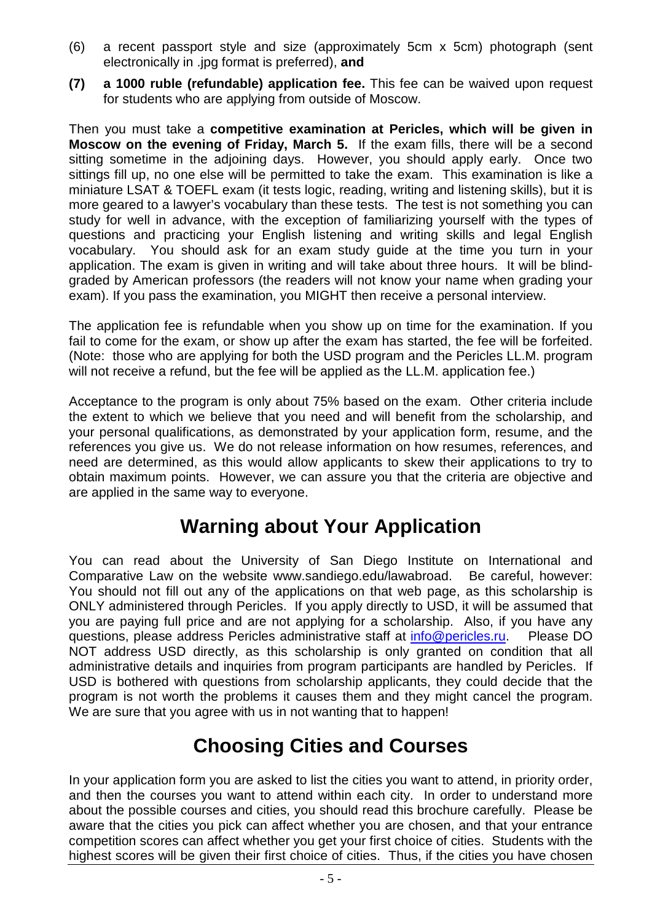(6) a recent passport style and size (approximately 5cm x 5cm) photograph (sent electronically in .jpg format is preferred), **and**

**(7) a 1000 ruble (refundable) application fee.** This fee can be waived upon request for students who are applying from outside of Moscow.

Then you must take a **competitive examination at Pericles, which will be given in Moscow on the evening of Friday, March 5.** If the exam fills, there will be a second sitting sometime in the adjoining days. However, you should apply early. Once two sittings fill up, no one else will be permitted to take the exam. This examination is like a miniature LSAT & TOEFL exam (it tests logic, reading, writing and listening skills), but it is more geared to a lawyer's vocabulary than these tests. The test is not something you can study for well in advance, with the exception of familiarizing yourself with the types of questions and practicing your English listening and writing skills and legal English vocabulary. You should ask for an exam study guide at the time you turn in your application. The exam is given in writing and will take about three hours. It will be blind-graded by American professors (the readers will not know your name when grading your exam). If you pass the examination, you MIGHT then receive a personal interview.

The application fee is refundable when you show up on time for the examination. If you fail to come for the exam, or show up after the exam has started, the fee will be forfeited. (Note: those who are applying for both the USD program and the Pericles LL.M. program will not receive a refund, but the fee will be applied as the LL.M. application fee.)

Acceptance to the program is only about 75% based on the exam. Other criteria include the extent to which we believe that you need and will benefit from the scholarship, and your personal qualifications, as demonstrated by your application form, resume, and the references you give us. We do not release information on how resumes, references, and need are determined, as this would allow applicants to skew their applications to try to obtain maximum points. However, we can assure you that the criteria are objective and are applied in the same way to everyone.

# Warning about Your Application

You can read about the University of San Diego Institute on International and Comparative Law on the website www.sandiego.edu/lawabroad. Be careful, however: You should not fill out any of the applications on that web page, as this scholarship is ONLY administered through Pericles. If you apply directly to USD, it will be assumed that you are paying full price and are not applying for a scholarship. Also, if you have any questions, please address Pericles administrative staff at info@pericles.ru. Please DO NOT address USD directly, as this scholarship is only granted on condition that all administrative details and inquiries from program participants are handled by Pericles. If USD is bothered with questions from scholarship applicants, they could decide that the program is not worth the problems it causes them and they might cancel the program. We are sure that you agree with us in not wanting that to happen!

# Choosing Cities and Courses

In your application form you are asked to list the cities you want to attend, in priority order, and then the courses you want to attend within each city. In order to understand more about the possible courses and cities, you should read this brochure carefully. Please be aware that the cities you pick can affect whether you are chosen, and that your entrance competition scores can affect whether you get your first choice of cities. Students with the highest scores will be given their first choice of cities. Thus, if the cities you have chosen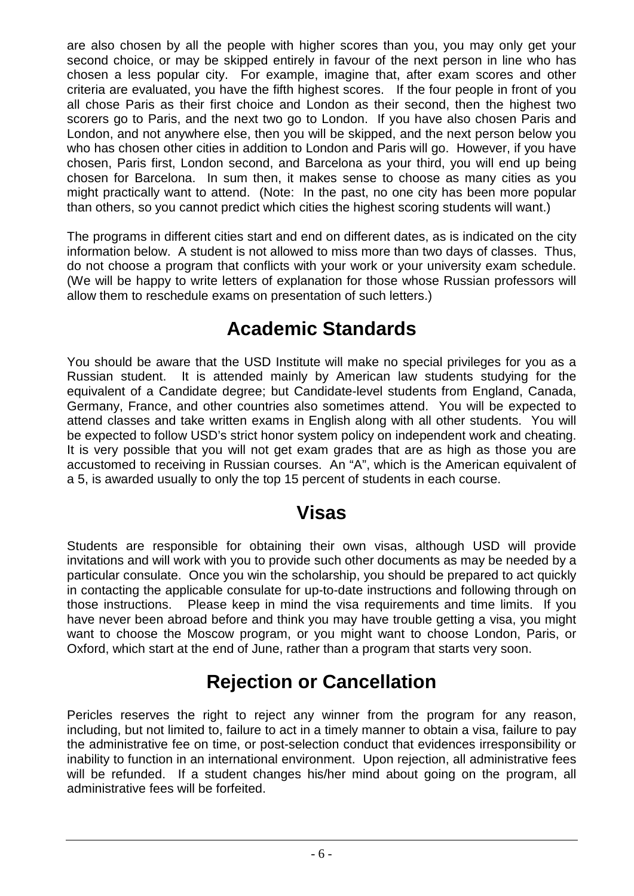are also chosen by all the people with higher scores than you, you may only get your second choice, or may be skipped entirely in favour of the next person in line who has chosen a less popular city. For example, imagine that, after exam scores and other criteria are evaluated, you have the fifth highest scores. If the four people in front of you all chose Paris as their first choice and London as their second, then the highest two scorers go to Paris, and the next two go to London. If you have also chosen Paris and London, and not anywhere else, then you will be skipped, and the next person below you who has chosen other cities in addition to London and Paris will go. However, if you have chosen, Paris first, London second, and Barcelona as your third, you will end up being chosen for Barcelona. In sum then, it makes sense to choose as many cities as you might practically want to attend. (Note: In the past, no one city has been more popular than others, so you cannot predict which cities the highest scoring students will want.)

The programs in different cities start and end on different dates, as is indicated on the city information below. A student is not allowed to miss more than two days of classes. Thus, do not choose a program that conflicts with your work or your university exam schedule. (We will be happy to write letters of explanation for those whose Russian professors will allow them to reschedule exams on presentation of such letters.)

# Academic Standards

You should be aware that the USD Institute will make no special privileges for you as a Russian student. It is attended mainly by American law students studying for the equivalent of a Candidate degree; but Candidate-level students from England, Canada, Germany, France, and other countries also sometimes attend. You will be expected to attend classes and take written exams in English along with all other students. You will be expected to follow USD's strict honor system policy on independent work and cheating. It is very possible that you will not get exam grades that are as high as those you are accustomed to receiving in Russian courses. An "A", which is the American equivalent of a 5, is awarded usually to only the top 15 percent of students in each course.

# Visas

Students are responsible for obtaining their own visas, although USD will provide invitations and will work with you to provide such other documents as may be needed by a particular consulate. Once you win the scholarship, you should be prepared to act quickly in contacting the applicable consulate for up-to-date instructions and following through on those instructions. Please keep in mind the visa requirements and time limits. If you have never been abroad before and think you may have trouble getting a visa, you might want to choose the Moscow program, or you might want to choose London, Paris, or Oxford, which start at the end of June, rather than a program that starts very soon.

# Rejection or Cancellation

Pericles reserves the right to reject any winner from the program for any reason, including, but not limited to, failure to act in a timely manner to obtain a visa, failure to pay the administrative fee on time, or post-selection conduct that evidences irresponsibility or inability to function in an international environment. Upon rejection, all administrative fees will be refunded. If a student changes his/her mind about going on the program, all administrative fees will be forfeited.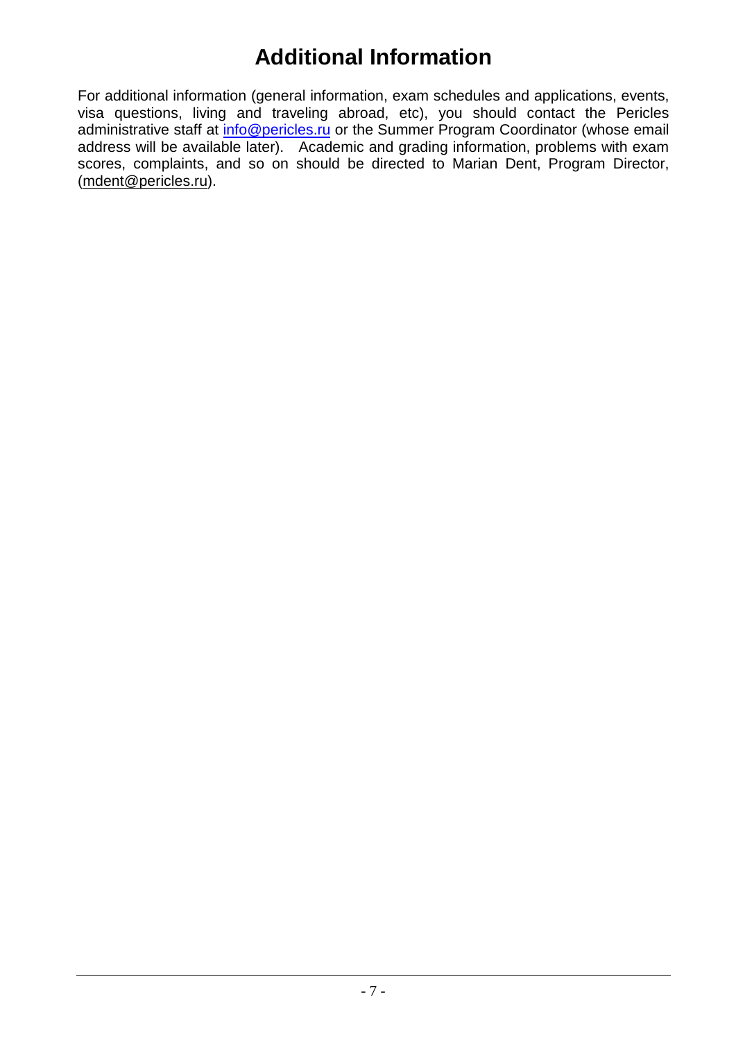# Additional Information

For additional information (general information, exam schedules and applications, events, visa questions, living and traveling abroad, etc), you should contact the Pericles administrative staff at info@pericles.ru or the Summer Program Coordinator (whose email address will be available later). Academic and grading information, problems with exam scores, complaints, and so on should be directed to Marian Dent, Program Director, (mdent@pericles.ru).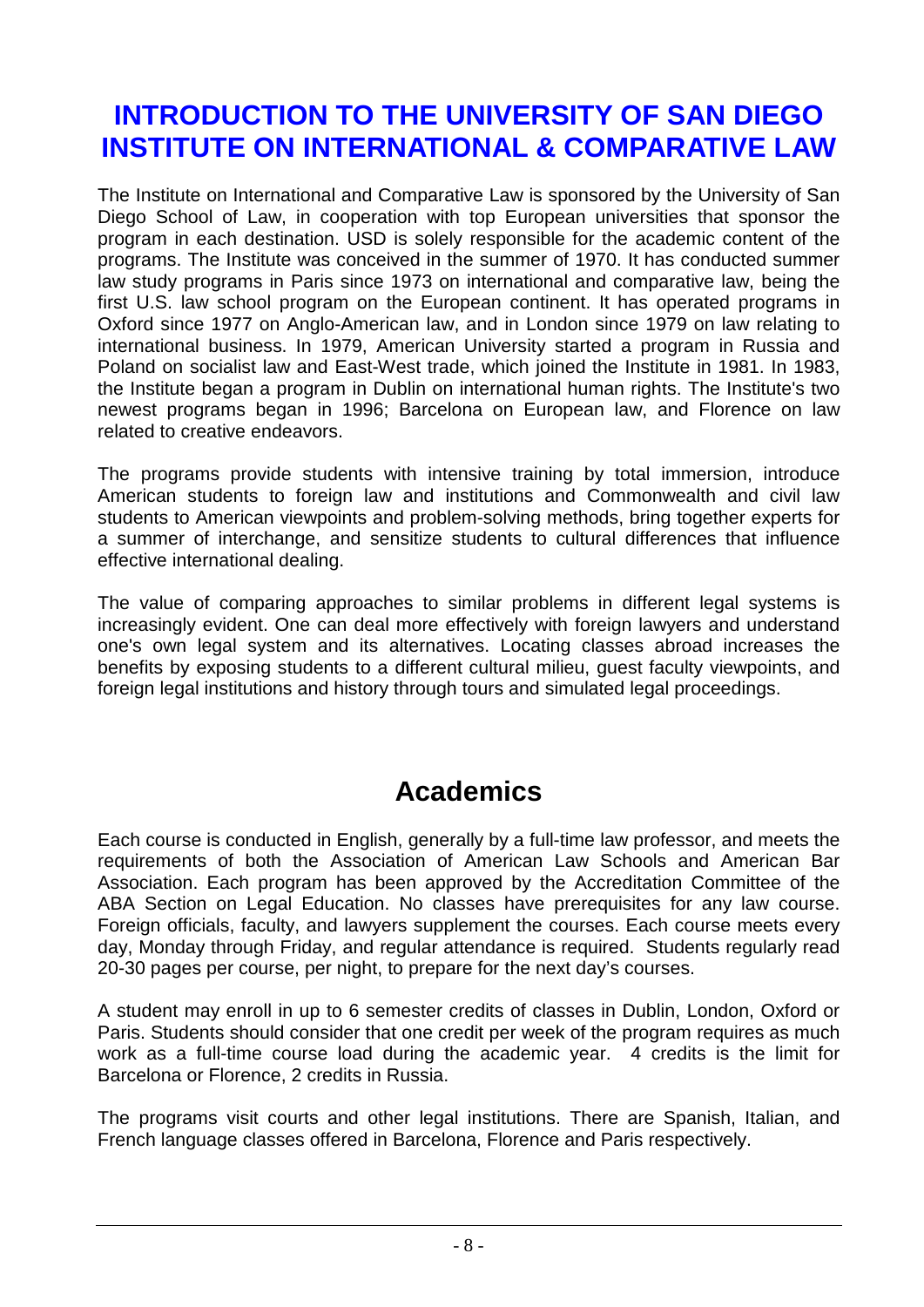# INTRODUCTION TO THE UNIVERSITY OF SAN DIEGO INSTITUTE ON INTERNATIONAL & COMPARATIVE LAW

The Institute on International and Comparative Law is sponsored by the University of San Diego School of Law, in cooperation with top European universities that sponsor the program in each destination. USD is solely responsible for the academic content of the programs. The Institute was conceived in the summer of 1970. It has conducted summer law study programs in Paris since 1973 on international and comparative law, being the first U.S. law school program on the European continent. It has operated programs in Oxford since 1977 on Anglo-American law, and in London since 1979 on law relating to international business. In 1979, American University started a program in Russia and Poland on socialist law and East-West trade, which joined the Institute in 1981. In 1983, the Institute began a program in Dublin on international human rights. The Institute's two newest programs began in 1996; Barcelona on European law, and Florence on law related to creative endeavors.

The programs provide students with intensive training by total immersion, introduce American students to foreign law and institutions and Commonwealth and civil law students to American viewpoints and problem-solving methods, bring together experts for a summer of interchange, and sensitize students to cultural differences that influence effective international dealing.

The value of comparing approaches to similar problems in different legal systems is increasingly evident. One can deal more effectively with foreign lawyers and understand one's own legal system and its alternatives. Locating classes abroad increases the benefits by exposing students to a different cultural milieu, guest faculty viewpoints, and foreign legal institutions and history through tours and simulated legal proceedings.

## Academics

Each course is conducted in English, generally by a full-time law professor, and meets the requirements of both the Association of American Law Schools and American Bar Association. Each program has been approved by the Accreditation Committee of the ABA Section on Legal Education. No classes have prerequisites for any law course. Foreign officials, faculty, and lawyers supplement the courses. Each course meets every day, Monday through Friday, and regular attendance is required. Students regularly read 20-30 pages per course, per night, to prepare for the next day's courses.

A student may enroll in up to 6 semester credits of classes in Dublin, London, Oxford or Paris. Students should consider that one credit per week of the program requires as much work as a full-time course load during the academic year. 4 credits is the limit for Barcelona or Florence, 2 credits in Russia.

The programs visit courts and other legal institutions. There are Spanish, Italian, and French language classes offered in Barcelona, Florence and Paris respectively.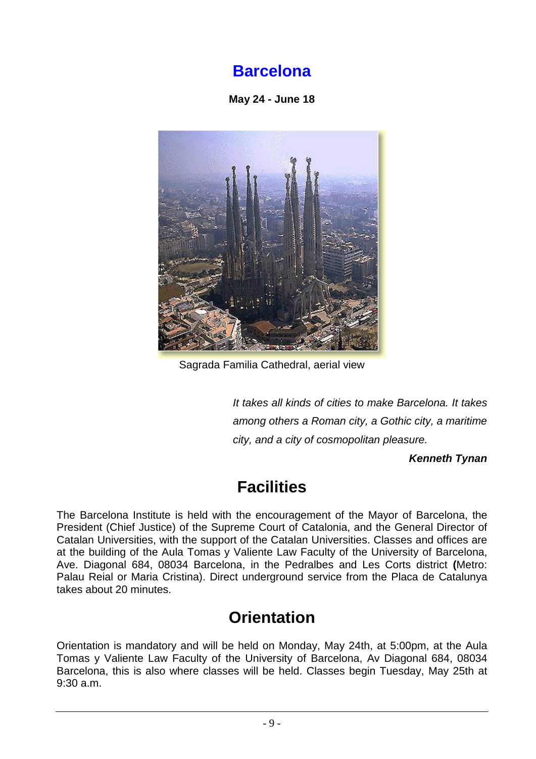# Barcelona

**May 24 - June 18**

Sagrada Familia Cathedral, aerial view

*It takes all kinds of cities to make Barcelona. It takes among others a Roman city, a Gothic city, a maritime city, and a city of cosmopolitan pleasure.*

***Kenneth Tynan***

## Facilities

The Barcelona Institute is held with the encouragement of the Mayor of Barcelona, the President (Chief Justice) of the Supreme Court of Catalonia, and the General Director of Catalan Universities, with the support of the Catalan Universities. Classes and offices are at the building of the Aula Tomas y Valiente Law Faculty of the University of Barcelona, Ave. Diagonal 684, 08034 Barcelona, in the Pedralbes and Les Corts district **(**Metro: Palau Reial or Maria Cristina). Direct underground service from the Placa de Catalunya takes about 20 minutes.

## Orientation

Orientation is mandatory and will be held on Monday, May 24th, at 5:00pm, at the Aula Tomas y Valiente Law Faculty of the University of Barcelona, Av Diagonal 684, 08034 Barcelona, this is also where classes will be held. Classes begin Tuesday, May 25th at 9:30 a.m.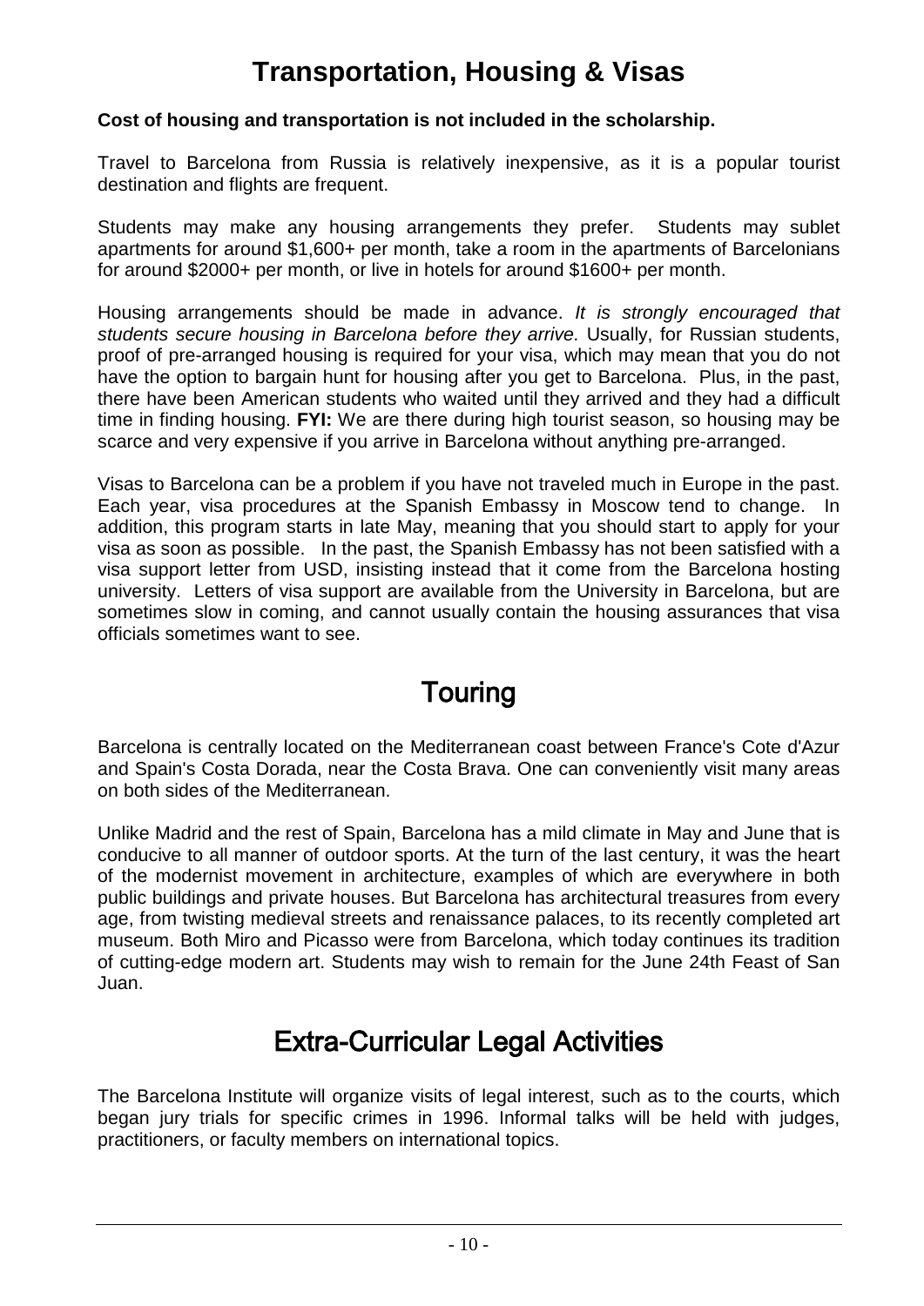# Transportation, Housing & Visas

**Cost of housing and transportation is not included in the scholarship.**

Travel to Barcelona from Russia is relatively inexpensive, as it is a popular tourist destination and flights are frequent.

Students may make any housing arrangements they prefer. Students may sublet apartments for around $1,600+ per month, take a room in the apartments of Barcelonians for around $2000+ per month, or live in hotels for around $1600+ per month.

Housing arrangements should be made in advance. *It is strongly encouraged that students secure housing in Barcelona before they arrive.* Usually, for Russian students, proof of pre-arranged housing is required for your visa, which may mean that you do not have the option to bargain hunt for housing after you get to Barcelona. Plus, in the past, there have been American students who waited until they arrived and they had a difficult time in finding housing. **FYI:** We are there during high tourist season, so housing may be scarce and very expensive if you arrive in Barcelona without anything pre-arranged.

Visas to Barcelona can be a problem if you have not traveled much in Europe in the past. Each year, visa procedures at the Spanish Embassy in Moscow tend to change. In addition, this program starts in late May, meaning that you should start to apply for your visa as soon as possible. In the past, the Spanish Embassy has not been satisfied with a visa support letter from USD, insisting instead that it come from the Barcelona hosting university. Letters of visa support are available from the University in Barcelona, but are sometimes slow in coming, and cannot usually contain the housing assurances that visa officials sometimes want to see.

## Touring

Barcelona is centrally located on the Mediterranean coast between France's Cote d'Azur and Spain's Costa Dorada, near the Costa Brava. One can conveniently visit many areas on both sides of the Mediterranean.

Unlike Madrid and the rest of Spain, Barcelona has a mild climate in May and June that is conducive to all manner of outdoor sports. At the turn of the last century, it was the heart of the modernist movement in architecture, examples of which are everywhere in both public buildings and private houses. But Barcelona has architectural treasures from every age, from twisting medieval streets and renaissance palaces, to its recently completed art museum. Both Miro and Picasso were from Barcelona, which today continues its tradition of cutting-edge modern art. Students may wish to remain for the June 24th Feast of San Juan.

## Extra-Curricular Legal Activities

The Barcelona Institute will organize visits of legal interest, such as to the courts, which began jury trials for specific crimes in 1996. Informal talks will be held with judges, practitioners, or faculty members on international topics.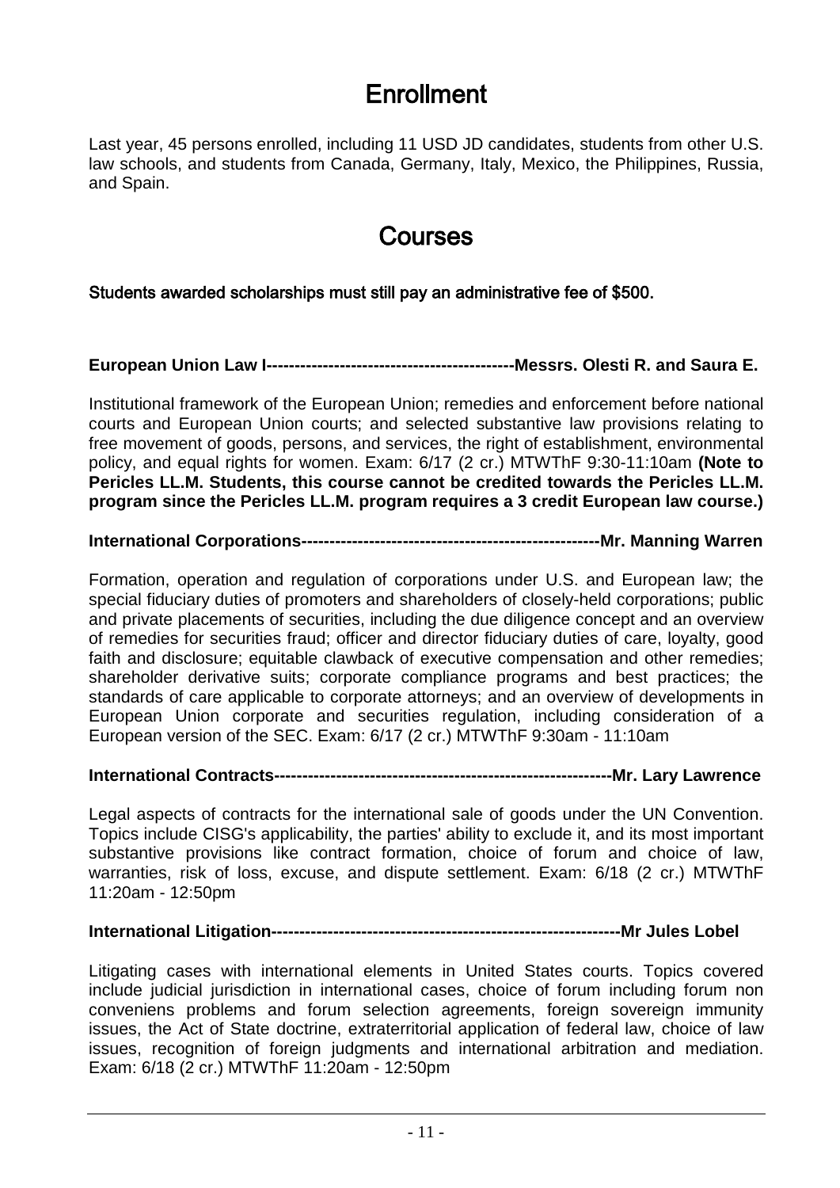# Enrollment

Last year, 45 persons enrolled, including 11 USD JD candidates, students from other U.S. law schools, and students from Canada, Germany, Italy, Mexico, the Philippines, Russia, and Spain.

# Courses

**Students awarded scholarships must still pay an administrative fee of $500.**

**European Union Law I-------------------------------------------Messrs. Olesti R. and Saura E.**

Institutional framework of the European Union; remedies and enforcement before national courts and European Union courts; and selected substantive law provisions relating to free movement of goods, persons, and services, the right of establishment, environmental policy, and equal rights for women. Exam: 6/17 (2 cr.) MTWThF 9:30-11:10am **(Note to Pericles LL.M. Students, this course cannot be credited towards the Pericles LL.M. program since the Pericles LL.M. program requires a 3 credit European law course.)**

**International Corporations----------------------------------------------------Mr. Manning Warren**

Formation, operation and regulation of corporations under U.S. and European law; the special fiduciary duties of promoters and shareholders of closely-held corporations; public and private placements of securities, including the due diligence concept and an overview of remedies for securities fraud; officer and director fiduciary duties of care, loyalty, good faith and disclosure; equitable clawback of executive compensation and other remedies; shareholder derivative suits; corporate compliance programs and best practices; the standards of care applicable to corporate attorneys; and an overview of developments in European Union corporate and securities regulation, including consideration of a European version of the SEC. Exam: 6/17 (2 cr.) MTWThF 9:30am - 11:10am

**International Contracts------------------------------------------------------------Mr. Lary Lawrence**

Legal aspects of contracts for the international sale of goods under the UN Convention. Topics include CISG's applicability, the parties' ability to exclude it, and its most important substantive provisions like contract formation, choice of forum and choice of law, warranties, risk of loss, excuse, and dispute settlement. Exam: 6/18 (2 cr.) MTWThF 11:20am - 12:50pm

**International Litigation--------------------------------------------------------------Mr Jules Lobel**

Litigating cases with international elements in United States courts. Topics covered include judicial jurisdiction in international cases, choice of forum including forum non conveniens problems and forum selection agreements, foreign sovereign immunity issues, the Act of State doctrine, extraterritorial application of federal law, choice of law issues, recognition of foreign judgments and international arbitration and mediation. Exam: 6/18 (2 cr.) MTWThF 11:20am - 12:50pm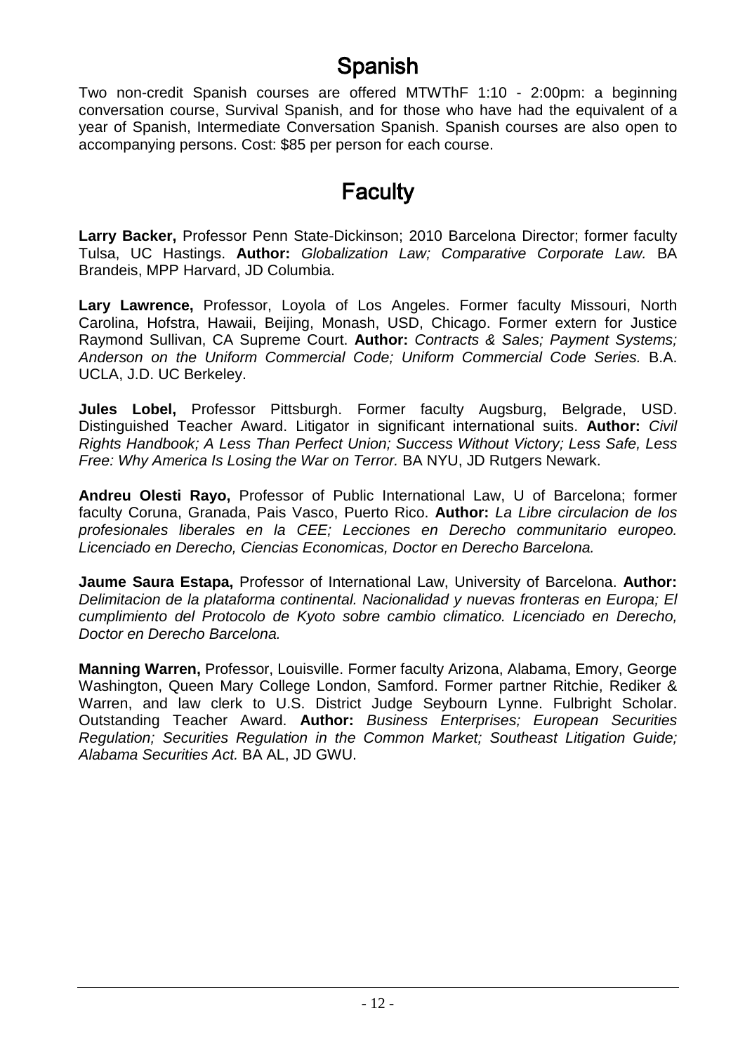# Spanish

Two non-credit Spanish courses are offered MTWThF 1:10 - 2:00pm: a beginning conversation course, Survival Spanish, and for those who have had the equivalent of a year of Spanish, Intermediate Conversation Spanish. Spanish courses are also open to accompanying persons. Cost: $85 per person for each course.

# Faculty

**Larry Backer,** Professor Penn State-Dickinson; 2010 Barcelona Director; former faculty Tulsa, UC Hastings. **Author:** *Globalization Law; Comparative Corporate Law.* BA Brandeis, MPP Harvard, JD Columbia.

**Lary Lawrence,** Professor, Loyola of Los Angeles. Former faculty Missouri, North Carolina, Hofstra, Hawaii, Beijing, Monash, USD, Chicago. Former extern for Justice Raymond Sullivan, CA Supreme Court. **Author:** *Contracts & Sales; Payment Systems; Anderson on the Uniform Commercial Code; Uniform Commercial Code Series.* B.A. UCLA, J.D. UC Berkeley.

**Jules Lobel,** Professor Pittsburgh. Former faculty Augsburg, Belgrade, USD. Distinguished Teacher Award. Litigator in significant international suits. **Author:** *Civil Rights Handbook; A Less Than Perfect Union; Success Without Victory; Less Safe, Less Free: Why America Is Losing the War on Terror.* BA NYU, JD Rutgers Newark.

**Andreu Olesti Rayo,** Professor of Public International Law, U of Barcelona; former faculty Coruna, Granada, Pais Vasco, Puerto Rico. **Author:** *La Libre circulacion de los profesionales liberales en la CEE; Lecciones en Derecho communitario europeo. Licenciado en Derecho, Ciencias Economicas, Doctor en Derecho Barcelona.*

**Jaume Saura Estapa,** Professor of International Law, University of Barcelona. **Author:** *Delimitacion de la plataforma continental. Nacionalidad y nuevas fronteras en Europa; El cumplimiento del Protocolo de Kyoto sobre cambio climatico. Licenciado en Derecho, Doctor en Derecho Barcelona.*

**Manning Warren,** Professor, Louisville. Former faculty Arizona, Alabama, Emory, George Washington, Queen Mary College London, Samford. Former partner Ritchie, Rediker & Warren, and law clerk to U.S. District Judge Seybourn Lynne. Fulbright Scholar. Outstanding Teacher Award. **Author:** *Business Enterprises; European Securities Regulation; Securities Regulation in the Common Market; Southeast Litigation Guide; Alabama Securities Act.* BA AL, JD GWU.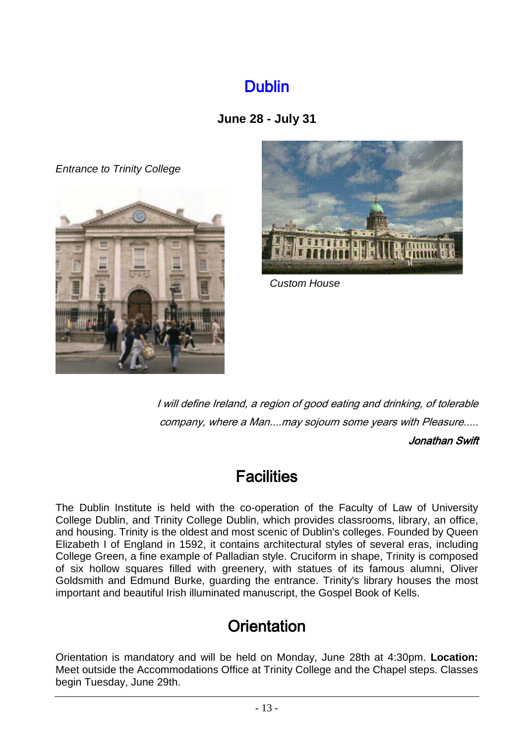# Dublin

**June 28 - July 31**

*Entrance to Trinity College*

*Custom House*

> *I will define Ireland, a region of good eating and drinking, of tolerable company, where a Man....may sojourn some years with Pleasure.....*
>
> ***Jonathan Swift***

## Facilities

The Dublin Institute is held with the co-operation of the Faculty of Law of University College Dublin, and Trinity College Dublin, which provides classrooms, library, an office, and housing. Trinity is the oldest and most scenic of Dublin's colleges. Founded by Queen Elizabeth I of England in 1592, it contains architectural styles of several eras, including College Green, a fine example of Palladian style. Cruciform in shape, Trinity is composed of six hollow squares filled with greenery, with statues of its famous alumni, Oliver Goldsmith and Edmund Burke, guarding the entrance. Trinity's library houses the most important and beautiful Irish illuminated manuscript, the Gospel Book of Kells.

## Orientation

Orientation is mandatory and will be held on Monday, June 28th at 4:30pm. **Location:** Meet outside the Accommodations Office at Trinity College and the Chapel steps. Classes begin Tuesday, June 29th.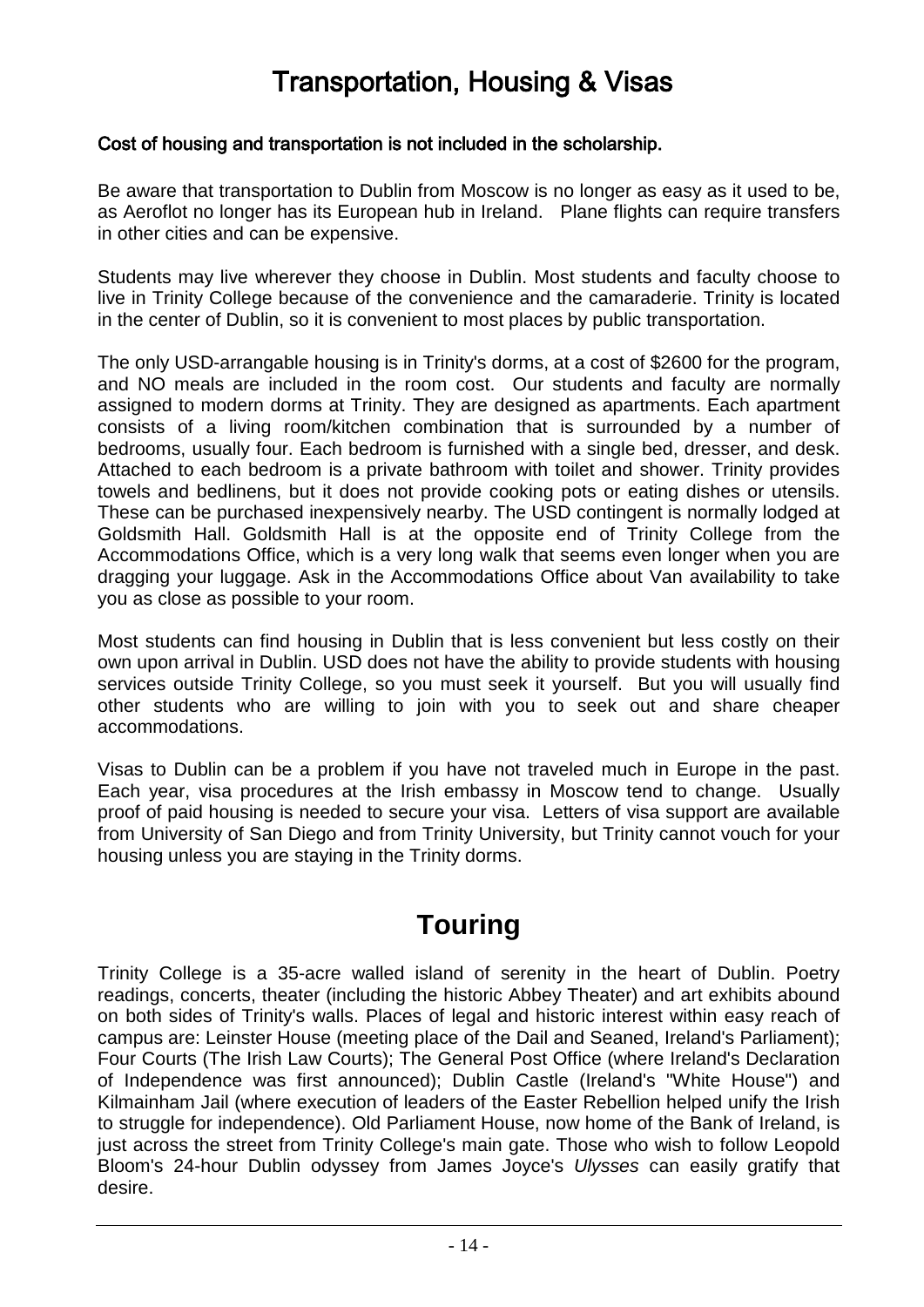# Transportation, Housing & Visas

**Cost of housing and transportation is not included in the scholarship.**

Be aware that transportation to Dublin from Moscow is no longer as easy as it used to be, as Aeroflot no longer has its European hub in Ireland. Plane flights can require transfers in other cities and can be expensive.

Students may live wherever they choose in Dublin. Most students and faculty choose to live in Trinity College because of the convenience and the camaraderie. Trinity is located in the center of Dublin, so it is convenient to most places by public transportation.

The only USD-arrangable housing is in Trinity's dorms, at a cost of $2600 for the program, and NO meals are included in the room cost. Our students and faculty are normally assigned to modern dorms at Trinity. They are designed as apartments. Each apartment consists of a living room/kitchen combination that is surrounded by a number of bedrooms, usually four. Each bedroom is furnished with a single bed, dresser, and desk. Attached to each bedroom is a private bathroom with toilet and shower. Trinity provides towels and bedlinens, but it does not provide cooking pots or eating dishes or utensils. These can be purchased inexpensively nearby. The USD contingent is normally lodged at Goldsmith Hall. Goldsmith Hall is at the opposite end of Trinity College from the Accommodations Office, which is a very long walk that seems even longer when you are dragging your luggage. Ask in the Accommodations Office about Van availability to take you as close as possible to your room.

Most students can find housing in Dublin that is less convenient but less costly on their own upon arrival in Dublin. USD does not have the ability to provide students with housing services outside Trinity College, so you must seek it yourself. But you will usually find other students who are willing to join with you to seek out and share cheaper accommodations.

Visas to Dublin can be a problem if you have not traveled much in Europe in the past. Each year, visa procedures at the Irish embassy in Moscow tend to change. Usually proof of paid housing is needed to secure your visa. Letters of visa support are available from University of San Diego and from Trinity University, but Trinity cannot vouch for your housing unless you are staying in the Trinity dorms.

# Touring

Trinity College is a 35-acre walled island of serenity in the heart of Dublin. Poetry readings, concerts, theater (including the historic Abbey Theater) and art exhibits abound on both sides of Trinity's walls. Places of legal and historic interest within easy reach of campus are: Leinster House (meeting place of the Dail and Seaned, Ireland's Parliament); Four Courts (The Irish Law Courts); The General Post Office (where Ireland's Declaration of Independence was first announced); Dublin Castle (Ireland's "White House") and Kilmainham Jail (where execution of leaders of the Easter Rebellion helped unify the Irish to struggle for independence). Old Parliament House, now home of the Bank of Ireland, is just across the street from Trinity College's main gate. Those who wish to follow Leopold Bloom's 24-hour Dublin odyssey from James Joyce's *Ulysses* can easily gratify that desire.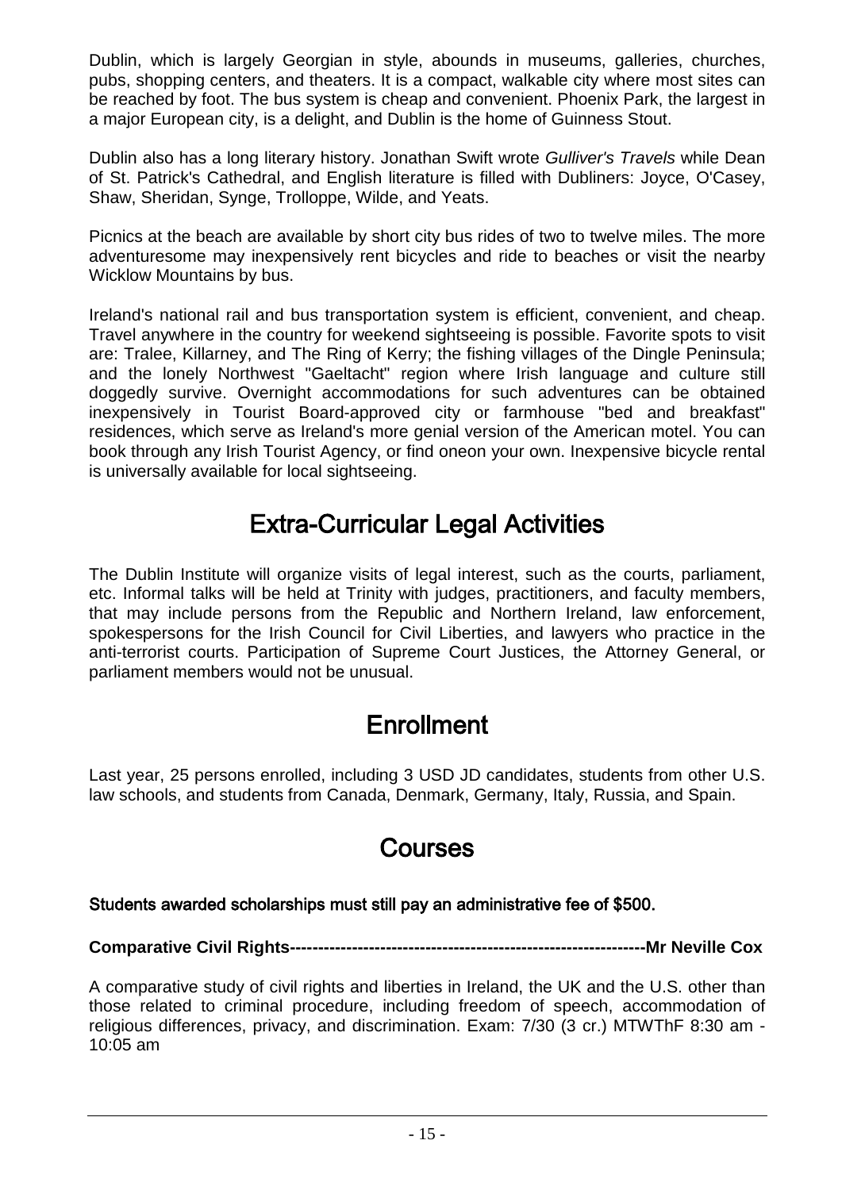Dublin, which is largely Georgian in style, abounds in museums, galleries, churches, pubs, shopping centers, and theaters. It is a compact, walkable city where most sites can be reached by foot. The bus system is cheap and convenient. Phoenix Park, the largest in a major European city, is a delight, and Dublin is the home of Guinness Stout.

Dublin also has a long literary history. Jonathan Swift wrote *Gulliver's Travels* while Dean of St. Patrick's Cathedral, and English literature is filled with Dubliners: Joyce, O'Casey, Shaw, Sheridan, Synge, Trolloppe, Wilde, and Yeats.

Picnics at the beach are available by short city bus rides of two to twelve miles. The more adventuresome may inexpensively rent bicycles and ride to beaches or visit the nearby Wicklow Mountains by bus.

Ireland's national rail and bus transportation system is efficient, convenient, and cheap. Travel anywhere in the country for weekend sightseeing is possible. Favorite spots to visit are: Tralee, Killarney, and The Ring of Kerry; the fishing villages of the Dingle Peninsula; and the lonely Northwest "Gaeltacht" region where Irish language and culture still doggedly survive. Overnight accommodations for such adventures can be obtained inexpensively in Tourist Board-approved city or farmhouse "bed and breakfast" residences, which serve as Ireland's more genial version of the American motel. You can book through any Irish Tourist Agency, or find oneon your own. Inexpensive bicycle rental is universally available for local sightseeing.

## Extra-Curricular Legal Activities

The Dublin Institute will organize visits of legal interest, such as the courts, parliament, etc. Informal talks will be held at Trinity with judges, practitioners, and faculty members, that may include persons from the Republic and Northern Ireland, law enforcement, spokespersons for the Irish Council for Civil Liberties, and lawyers who practice in the anti-terrorist courts. Participation of Supreme Court Justices, the Attorney General, or parliament members would not be unusual.

## Enrollment

Last year, 25 persons enrolled, including 3 USD JD candidates, students from other U.S. law schools, and students from Canada, Denmark, Germany, Italy, Russia, and Spain.

## Courses

**Students awarded scholarships must still pay an administrative fee of $500.**

**Comparative Civil Rights--------------------------------------------------------------Mr Neville Cox**

A comparative study of civil rights and liberties in Ireland, the UK and the U.S. other than those related to criminal procedure, including freedom of speech, accommodation of religious differences, privacy, and discrimination. Exam: 7/30 (3 cr.) MTWThF 8:30 am - 10:05 am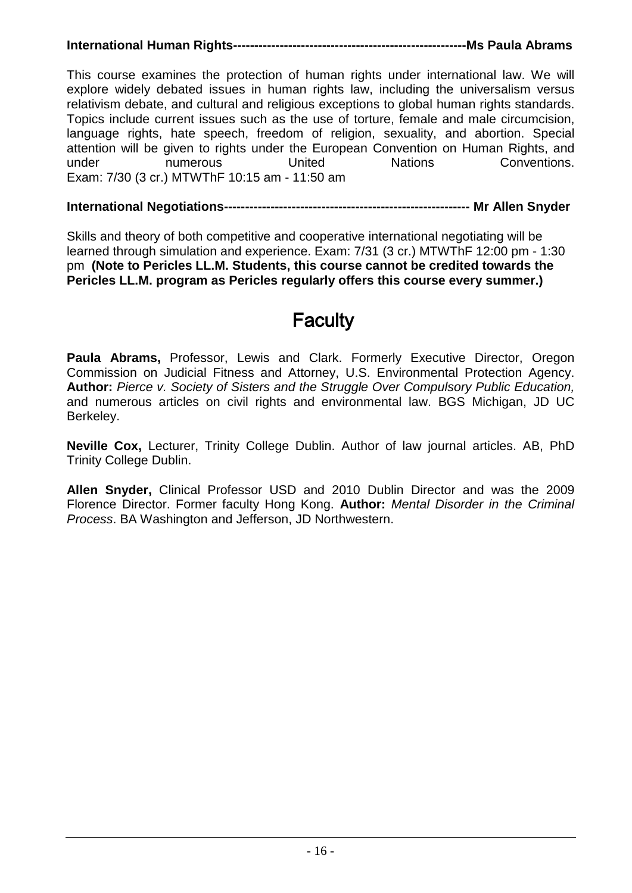**International Human Rights-------------------------------------------------------Ms Paula Abrams**

This course examines the protection of human rights under international law. We will explore widely debated issues in human rights law, including the universalism versus relativism debate, and cultural and religious exceptions to global human rights standards. Topics include current issues such as the use of torture, female and male circumcision, language rights, hate speech, freedom of religion, sexuality, and abortion. Special attention will be given to rights under the European Convention on Human Rights, and under numerous United Nations Conventions.
Exam: 7/30 (3 cr.) MTWThF 10:15 am - 11:50 am

**International Negotiations---------------------------------------------------------- Mr Allen Snyder**

Skills and theory of both competitive and cooperative international negotiating will be learned through simulation and experience. Exam: 7/31 (3 cr.) MTWThF 12:00 pm - 1:30 pm **(Note to Pericles LL.M. Students, this course cannot be credited towards the Pericles LL.M. program as Pericles regularly offers this course every summer.)**

# Faculty

**Paula Abrams,** Professor, Lewis and Clark. Formerly Executive Director, Oregon Commission on Judicial Fitness and Attorney, U.S. Environmental Protection Agency. **Author:** *Pierce v. Society of Sisters and the Struggle Over Compulsory Public Education,* and numerous articles on civil rights and environmental law. BGS Michigan, JD UC Berkeley.

**Neville Cox,** Lecturer, Trinity College Dublin. Author of law journal articles. AB, PhD Trinity College Dublin.

**Allen Snyder,** Clinical Professor USD and 2010 Dublin Director and was the 2009 Florence Director. Former faculty Hong Kong. **Author:** *Mental Disorder in the Criminal Process*. BA Washington and Jefferson, JD Northwestern.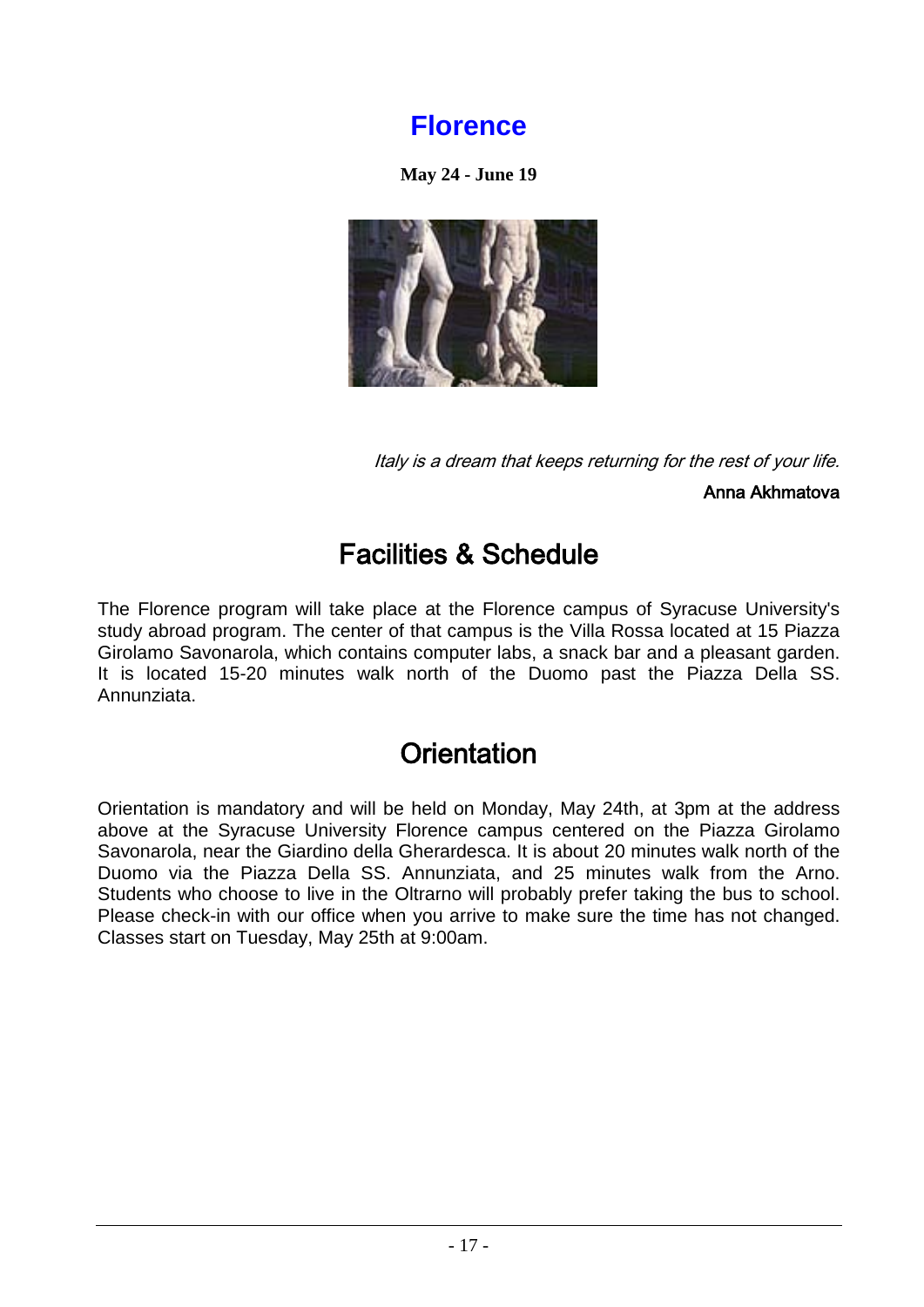# Florence

**May 24 - June 19**

*Italy is a dream that keeps returning for the rest of your life.*

Anna Akhmatova

## Facilities & Schedule

The Florence program will take place at the Florence campus of Syracuse University's study abroad program. The center of that campus is the Villa Rossa located at 15 Piazza Girolamo Savonarola, which contains computer labs, a snack bar and a pleasant garden. It is located 15-20 minutes walk north of the Duomo past the Piazza Della SS. Annunziata.

## Orientation

Orientation is mandatory and will be held on Monday, May 24th, at 3pm at the address above at the Syracuse University Florence campus centered on the Piazza Girolamo Savonarola, near the Giardino della Gherardesca. It is about 20 minutes walk north of the Duomo via the Piazza Della SS. Annunziata, and 25 minutes walk from the Arno. Students who choose to live in the Oltrarno will probably prefer taking the bus to school. Please check-in with our office when you arrive to make sure the time has not changed. Classes start on Tuesday, May 25th at 9:00am.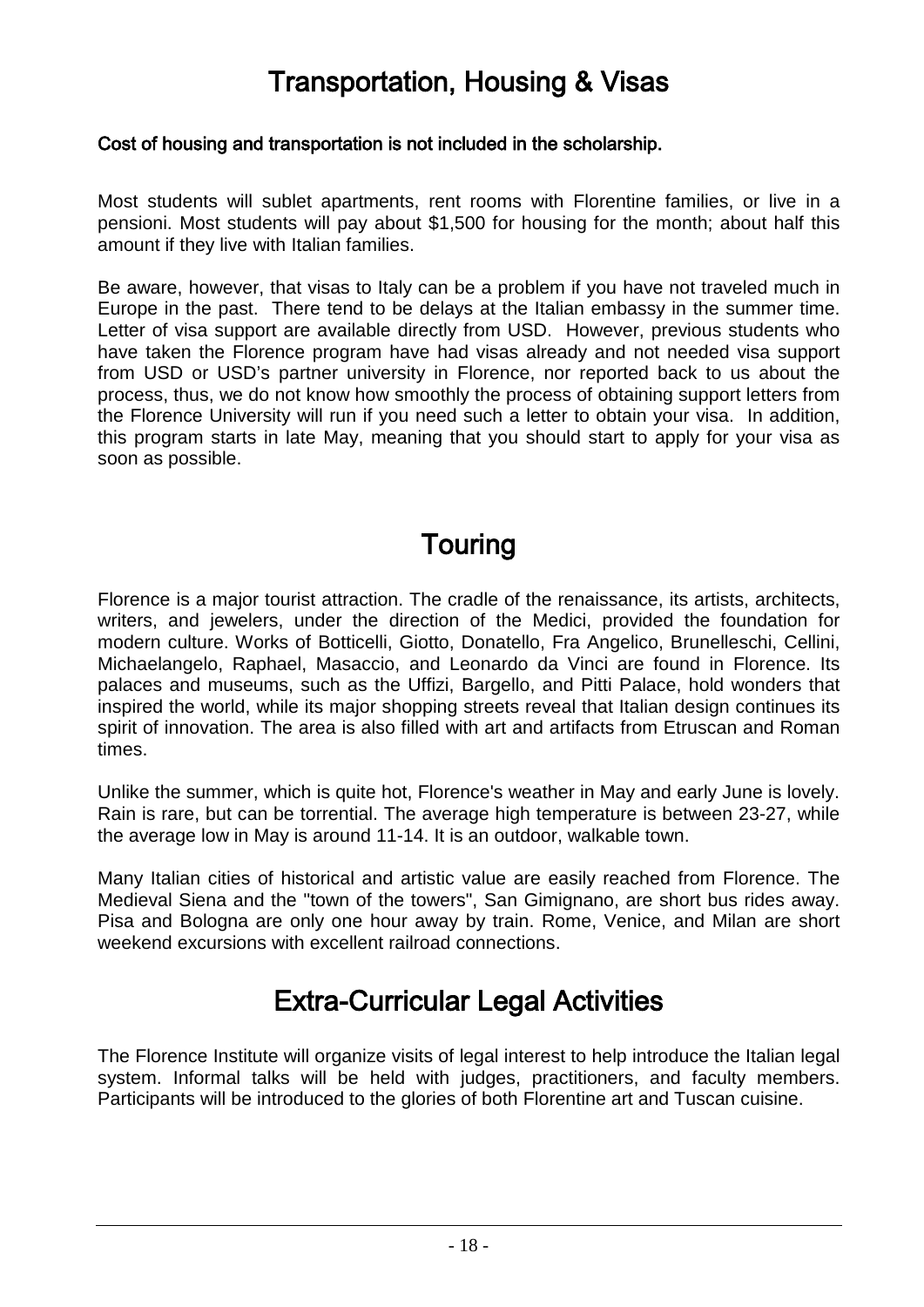# Transportation, Housing & Visas

**Cost of housing and transportation is not included in the scholarship.**

Most students will sublet apartments, rent rooms with Florentine families, or live in a pensioni. Most students will pay about $1,500 for housing for the month; about half this amount if they live with Italian families.

Be aware, however, that visas to Italy can be a problem if you have not traveled much in Europe in the past. There tend to be delays at the Italian embassy in the summer time. Letter of visa support are available directly from USD. However, previous students who have taken the Florence program have had visas already and not needed visa support from USD or USD's partner university in Florence, nor reported back to us about the process, thus, we do not know how smoothly the process of obtaining support letters from the Florence University will run if you need such a letter to obtain your visa. In addition, this program starts in late May, meaning that you should start to apply for your visa as soon as possible.

# Touring

Florence is a major tourist attraction. The cradle of the renaissance, its artists, architects, writers, and jewelers, under the direction of the Medici, provided the foundation for modern culture. Works of Botticelli, Giotto, Donatello, Fra Angelico, Brunelleschi, Cellini, Michaelangelo, Raphael, Masaccio, and Leonardo da Vinci are found in Florence. Its palaces and museums, such as the Uffizi, Bargello, and Pitti Palace, hold wonders that inspired the world, while its major shopping streets reveal that Italian design continues its spirit of innovation. The area is also filled with art and artifacts from Etruscan and Roman times.

Unlike the summer, which is quite hot, Florence's weather in May and early June is lovely. Rain is rare, but can be torrential. The average high temperature is between 23-27, while the average low in May is around 11-14. It is an outdoor, walkable town.

Many Italian cities of historical and artistic value are easily reached from Florence. The Medieval Siena and the "town of the towers", San Gimignano, are short bus rides away. Pisa and Bologna are only one hour away by train. Rome, Venice, and Milan are short weekend excursions with excellent railroad connections.

# Extra-Curricular Legal Activities

The Florence Institute will organize visits of legal interest to help introduce the Italian legal system. Informal talks will be held with judges, practitioners, and faculty members. Participants will be introduced to the glories of both Florentine art and Tuscan cuisine.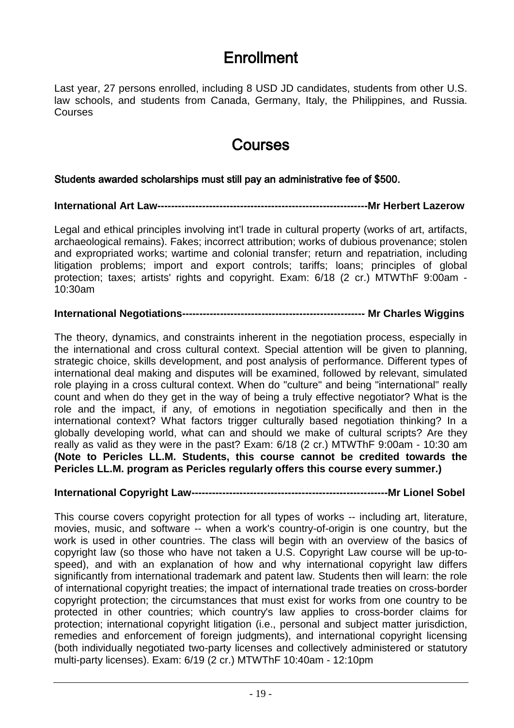# Enrollment

Last year, 27 persons enrolled, including 8 USD JD candidates, students from other U.S. law schools, and students from Canada, Germany, Italy, the Philippines, and Russia. Courses

# Courses

**Students awarded scholarships must still pay an administrative fee of $500.**

**International Art Law-------------------------------------------------------------Mr Herbert Lazerow**

Legal and ethical principles involving int'l trade in cultural property (works of art, artifacts, archaeological remains). Fakes; incorrect attribution; works of dubious provenance; stolen and expropriated works; wartime and colonial transfer; return and repatriation, including litigation problems; import and export controls; tariffs; loans; principles of global protection; taxes; artists' rights and copyright. Exam: 6/18 (2 cr.) MTWThF 9:00am - 10:30am

**International Negotiations----------------------------------------------------- Mr Charles Wiggins**

The theory, dynamics, and constraints inherent in the negotiation process, especially in the international and cross cultural context. Special attention will be given to planning, strategic choice, skills development, and post analysis of performance. Different types of international deal making and disputes will be examined, followed by relevant, simulated role playing in a cross cultural context. When do "culture" and being "international" really count and when do they get in the way of being a truly effective negotiator? What is the role and the impact, if any, of emotions in negotiation specifically and then in the international context? What factors trigger culturally based negotiation thinking? In a globally developing world, what can and should we make of cultural scripts? Are they really as valid as they were in the past? Exam: 6/18 (2 cr.) MTWThF 9:00am - 10:30 am **(Note to Pericles LL.M. Students, this course cannot be credited towards the Pericles LL.M. program as Pericles regularly offers this course every summer.)**

**International Copyright Law---------------------------------------------------------Mr Lionel Sobel**

This course covers copyright protection for all types of works -- including art, literature, movies, music, and software -- when a work's country-of-origin is one country, but the work is used in other countries. The class will begin with an overview of the basics of copyright law (so those who have not taken a U.S. Copyright Law course will be up-to-speed), and with an explanation of how and why international copyright law differs significantly from international trademark and patent law. Students then will learn: the role of international copyright treaties; the impact of international trade treaties on cross-border copyright protection; the circumstances that must exist for works from one country to be protected in other countries; which country's law applies to cross-border claims for protection; international copyright litigation (i.e., personal and subject matter jurisdiction, remedies and enforcement of foreign judgments), and international copyright licensing (both individually negotiated two-party licenses and collectively administered or statutory multi-party licenses). Exam: 6/19 (2 cr.) MTWThF 10:40am - 12:10pm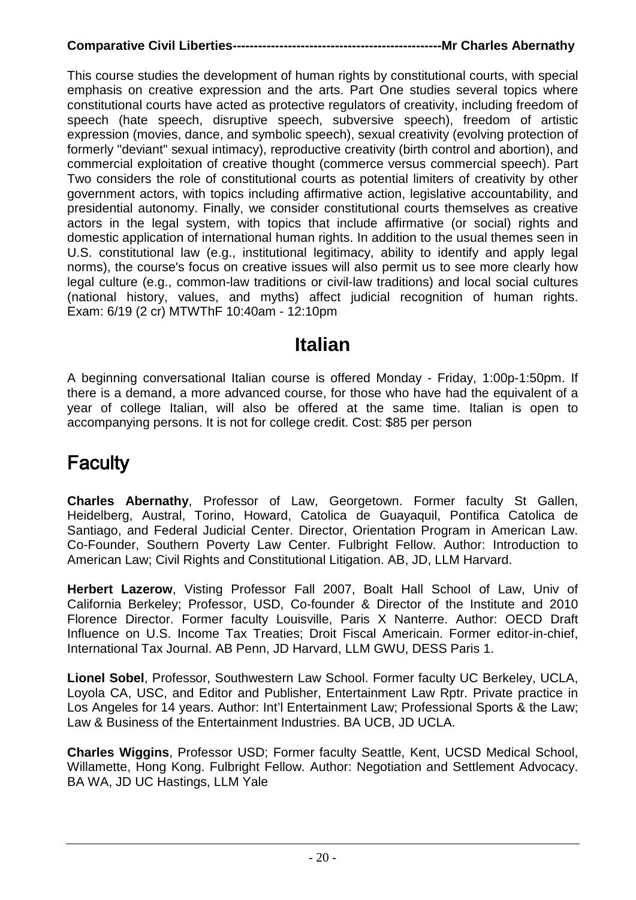**Comparative Civil Liberties------------------------------------------------Mr Charles Abernathy**

This course studies the development of human rights by constitutional courts, with special emphasis on creative expression and the arts. Part One studies several topics where constitutional courts have acted as protective regulators of creativity, including freedom of speech (hate speech, disruptive speech, subversive speech), freedom of artistic expression (movies, dance, and symbolic speech), sexual creativity (evolving protection of formerly "deviant" sexual intimacy), reproductive creativity (birth control and abortion), and commercial exploitation of creative thought (commerce versus commercial speech). Part Two considers the role of constitutional courts as potential limiters of creativity by other government actors, with topics including affirmative action, legislative accountability, and presidential autonomy. Finally, we consider constitutional courts themselves as creative actors in the legal system, with topics that include affirmative (or social) rights and domestic application of international human rights. In addition to the usual themes seen in U.S. constitutional law (e.g., institutional legitimacy, ability to identify and apply legal norms), the course's focus on creative issues will also permit us to see more clearly how legal culture (e.g., common-law traditions or civil-law traditions) and local social cultures (national history, values, and myths) affect judicial recognition of human rights. Exam: 6/19 (2 cr) MTWThF 10:40am - 12:10pm

## Italian

A beginning conversational Italian course is offered Monday - Friday, 1:00p-1:50pm. If there is a demand, a more advanced course, for those who have had the equivalent of a year of college Italian, will also be offered at the same time. Italian is open to accompanying persons. It is not for college credit. Cost: $85 per person

# Faculty

**Charles Abernathy**, Professor of Law, Georgetown. Former faculty St Gallen, Heidelberg, Austral, Torino, Howard, Catolica de Guayaquil, Pontifica Catolica de Santiago, and Federal Judicial Center. Director, Orientation Program in American Law. Co-Founder, Southern Poverty Law Center. Fulbright Fellow. Author: Introduction to American Law; Civil Rights and Constitutional Litigation. AB, JD, LLM Harvard.

**Herbert Lazerow**, Visting Professor Fall 2007, Boalt Hall School of Law, Univ of California Berkeley; Professor, USD, Co-founder & Director of the Institute and 2010 Florence Director. Former faculty Louisville, Paris X Nanterre. Author: OECD Draft Influence on U.S. Income Tax Treaties; Droit Fiscal Americain. Former editor-in-chief, International Tax Journal. AB Penn, JD Harvard, LLM GWU, DESS Paris 1.

**Lionel Sobel**, Professor, Southwestern Law School. Former faculty UC Berkeley, UCLA, Loyola CA, USC, and Editor and Publisher, Entertainment Law Rptr. Private practice in Los Angeles for 14 years. Author: Int'l Entertainment Law; Professional Sports & the Law; Law & Business of the Entertainment Industries. BA UCB, JD UCLA.

**Charles Wiggins**, Professor USD; Former faculty Seattle, Kent, UCSD Medical School, Willamette, Hong Kong. Fulbright Fellow. Author: Negotiation and Settlement Advocacy. BA WA, JD UC Hastings, LLM Yale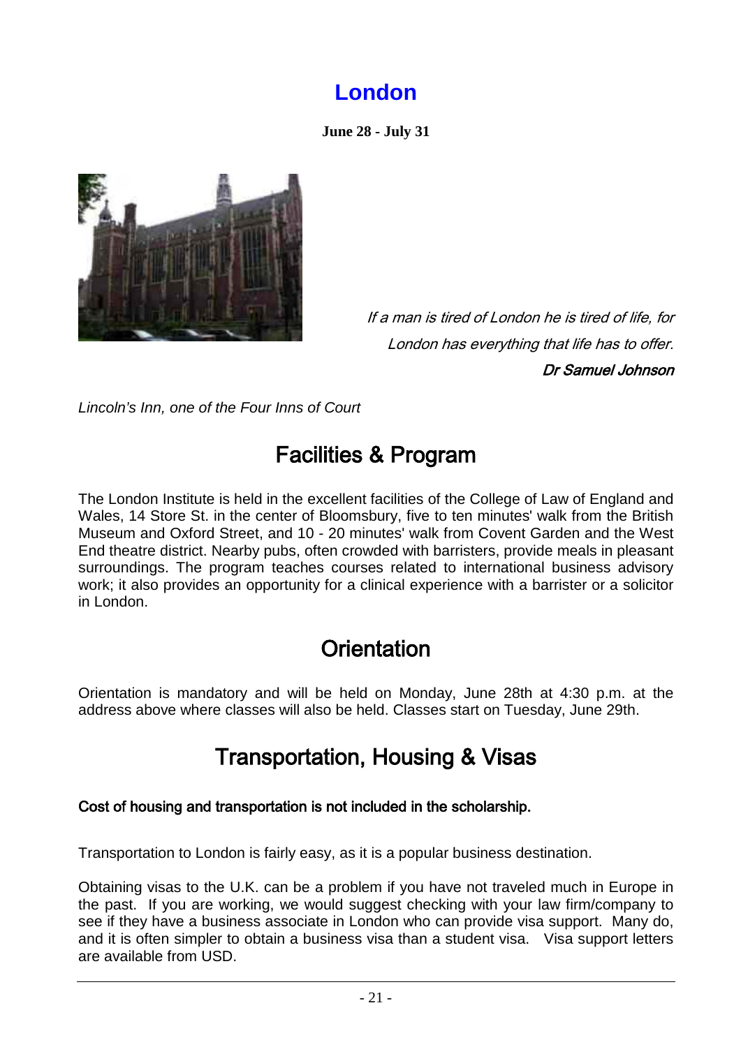# London

**June 28 - July 31**

*If a man is tired of London he is tired of life, for London has everything that life has to offer.*
***Dr Samuel Johnson***

*Lincoln's Inn, one of the Four Inns of Court*

## Facilities & Program

The London Institute is held in the excellent facilities of the College of Law of England and Wales, 14 Store St. in the center of Bloomsbury, five to ten minutes' walk from the British Museum and Oxford Street, and 10 - 20 minutes' walk from Covent Garden and the West End theatre district. Nearby pubs, often crowded with barristers, provide meals in pleasant surroundings. The program teaches courses related to international business advisory work; it also provides an opportunity for a clinical experience with a barrister or a solicitor in London.

## Orientation

Orientation is mandatory and will be held on Monday, June 28th at 4:30 p.m. at the address above where classes will also be held. Classes start on Tuesday, June 29th.

## Transportation, Housing & Visas

**Cost of housing and transportation is not included in the scholarship.**

Transportation to London is fairly easy, as it is a popular business destination.

Obtaining visas to the U.K. can be a problem if you have not traveled much in Europe in the past. If you are working, we would suggest checking with your law firm/company to see if they have a business associate in London who can provide visa support. Many do, and it is often simpler to obtain a business visa than a student visa. Visa support letters are available from USD.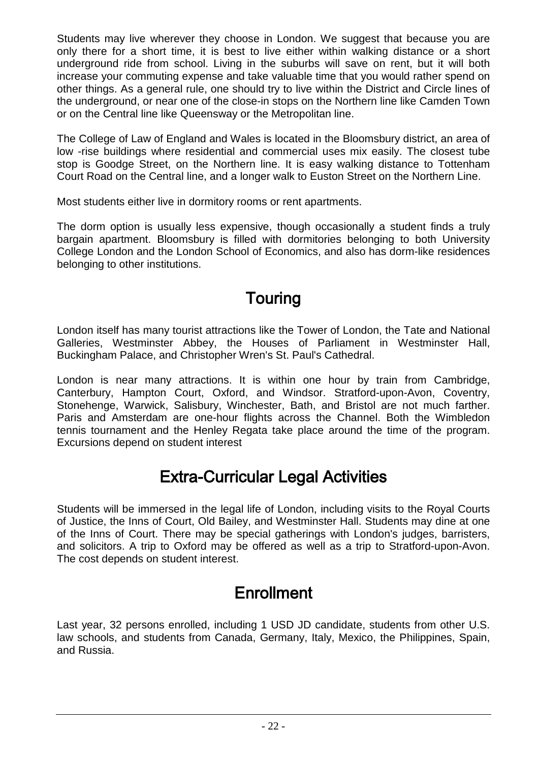Students may live wherever they choose in London. We suggest that because you are only there for a short time, it is best to live either within walking distance or a short underground ride from school. Living in the suburbs will save on rent, but it will both increase your commuting expense and take valuable time that you would rather spend on other things. As a general rule, one should try to live within the District and Circle lines of the underground, or near one of the close-in stops on the Northern line like Camden Town or on the Central line like Queensway or the Metropolitan line.

The College of Law of England and Wales is located in the Bloomsbury district, an area of low -rise buildings where residential and commercial uses mix easily. The closest tube stop is Goodge Street, on the Northern line. It is easy walking distance to Tottenham Court Road on the Central line, and a longer walk to Euston Street on the Northern Line.

Most students either live in dormitory rooms or rent apartments.

The dorm option is usually less expensive, though occasionally a student finds a truly bargain apartment. Bloomsbury is filled with dormitories belonging to both University College London and the London School of Economics, and also has dorm-like residences belonging to other institutions.

## Touring

London itself has many tourist attractions like the Tower of London, the Tate and National Galleries, Westminster Abbey, the Houses of Parliament in Westminster Hall, Buckingham Palace, and Christopher Wren's St. Paul's Cathedral.

London is near many attractions. It is within one hour by train from Cambridge, Canterbury, Hampton Court, Oxford, and Windsor. Stratford-upon-Avon, Coventry, Stonehenge, Warwick, Salisbury, Winchester, Bath, and Bristol are not much farther. Paris and Amsterdam are one-hour flights across the Channel. Both the Wimbledon tennis tournament and the Henley Regata take place around the time of the program. Excursions depend on student interest

## Extra-Curricular Legal Activities

Students will be immersed in the legal life of London, including visits to the Royal Courts of Justice, the Inns of Court, Old Bailey, and Westminster Hall. Students may dine at one of the Inns of Court. There may be special gatherings with London's judges, barristers, and solicitors. A trip to Oxford may be offered as well as a trip to Stratford-upon-Avon. The cost depends on student interest.

## Enrollment

Last year, 32 persons enrolled, including 1 USD JD candidate, students from other U.S. law schools, and students from Canada, Germany, Italy, Mexico, the Philippines, Spain, and Russia.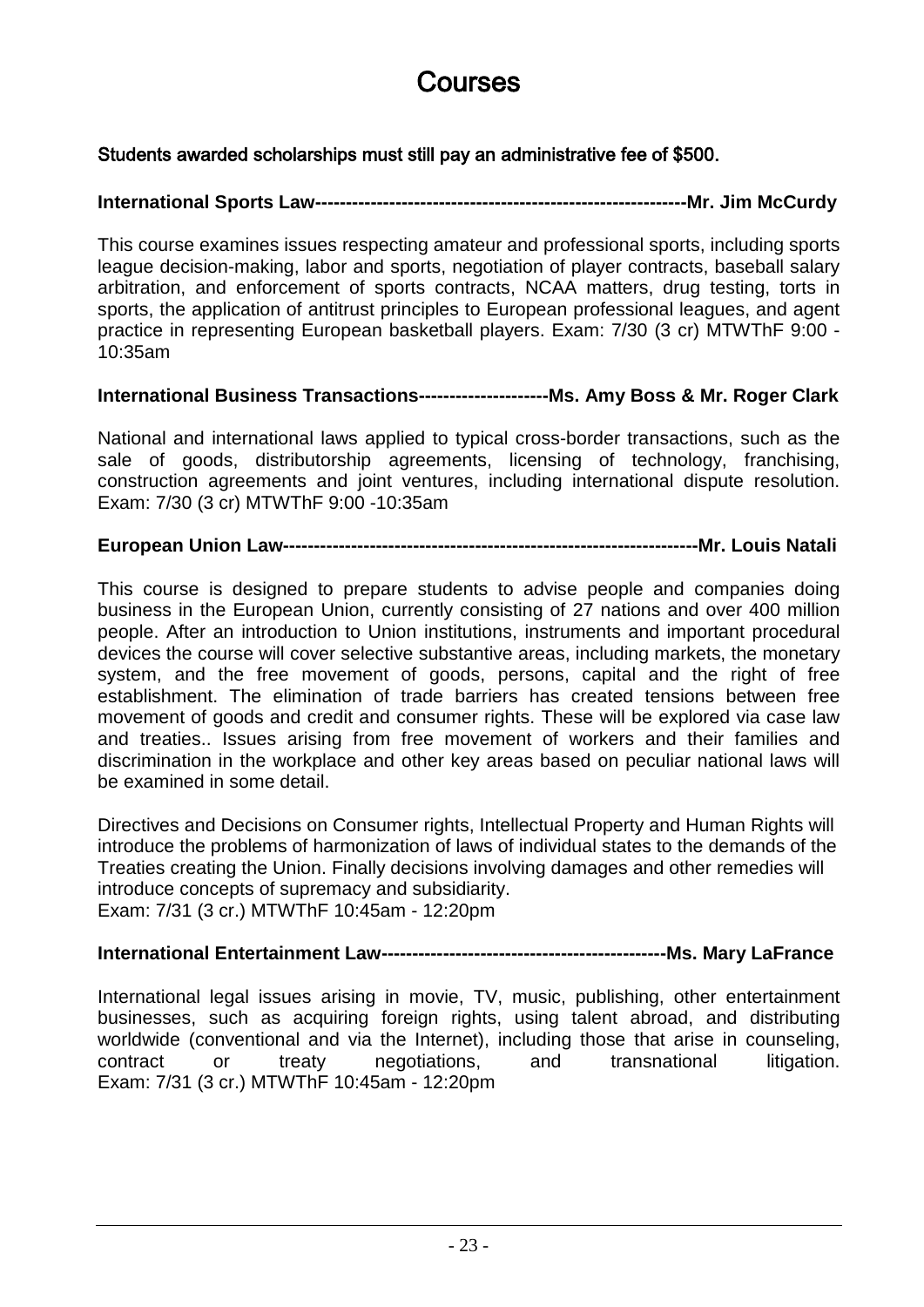# Courses

**Students awarded scholarships must still pay an administrative fee of $500.**

**International Sports Law-----------------------------------------------------------Mr. Jim McCurdy**

This course examines issues respecting amateur and professional sports, including sports league decision-making, labor and sports, negotiation of player contracts, baseball salary arbitration, and enforcement of sports contracts, NCAA matters, drug testing, torts in sports, the application of antitrust principles to European professional leagues, and agent practice in representing European basketball players. Exam: 7/30 (3 cr) MTWThF 9:00 - 10:35am

**International Business Transactions---------------------Ms. Amy Boss & Mr. Roger Clark**

National and international laws applied to typical cross-border transactions, such as the sale of goods, distributorship agreements, licensing of technology, franchising, construction agreements and joint ventures, including international dispute resolution. Exam: 7/30 (3 cr) MTWThF 9:00 -10:35am

**European Union Law-------------------------------------------------------------------Mr. Louis Natali**

This course is designed to prepare students to advise people and companies doing business in the European Union, currently consisting of 27 nations and over 400 million people. After an introduction to Union institutions, instruments and important procedural devices the course will cover selective substantive areas, including markets, the monetary system, and the free movement of goods, persons, capital and the right of free establishment. The elimination of trade barriers has created tensions between free movement of goods and credit and consumer rights. These will be explored via case law and treaties.. Issues arising from free movement of workers and their families and discrimination in the workplace and other key areas based on peculiar national laws will be examined in some detail.

Directives and Decisions on Consumer rights, Intellectual Property and Human Rights will introduce the problems of harmonization of laws of individual states to the demands of the Treaties creating the Union. Finally decisions involving damages and other remedies will introduce concepts of supremacy and subsidiarity.
Exam: 7/31 (3 cr.) MTWThF 10:45am - 12:20pm

**International Entertainment Law----------------------------------------------Ms. Mary LaFrance**

International legal issues arising in movie, TV, music, publishing, other entertainment businesses, such as acquiring foreign rights, using talent abroad, and distributing worldwide (conventional and via the Internet), including those that arise in counseling, contract or treaty negotiations, and transnational litigation.
Exam: 7/31 (3 cr.) MTWThF 10:45am - 12:20pm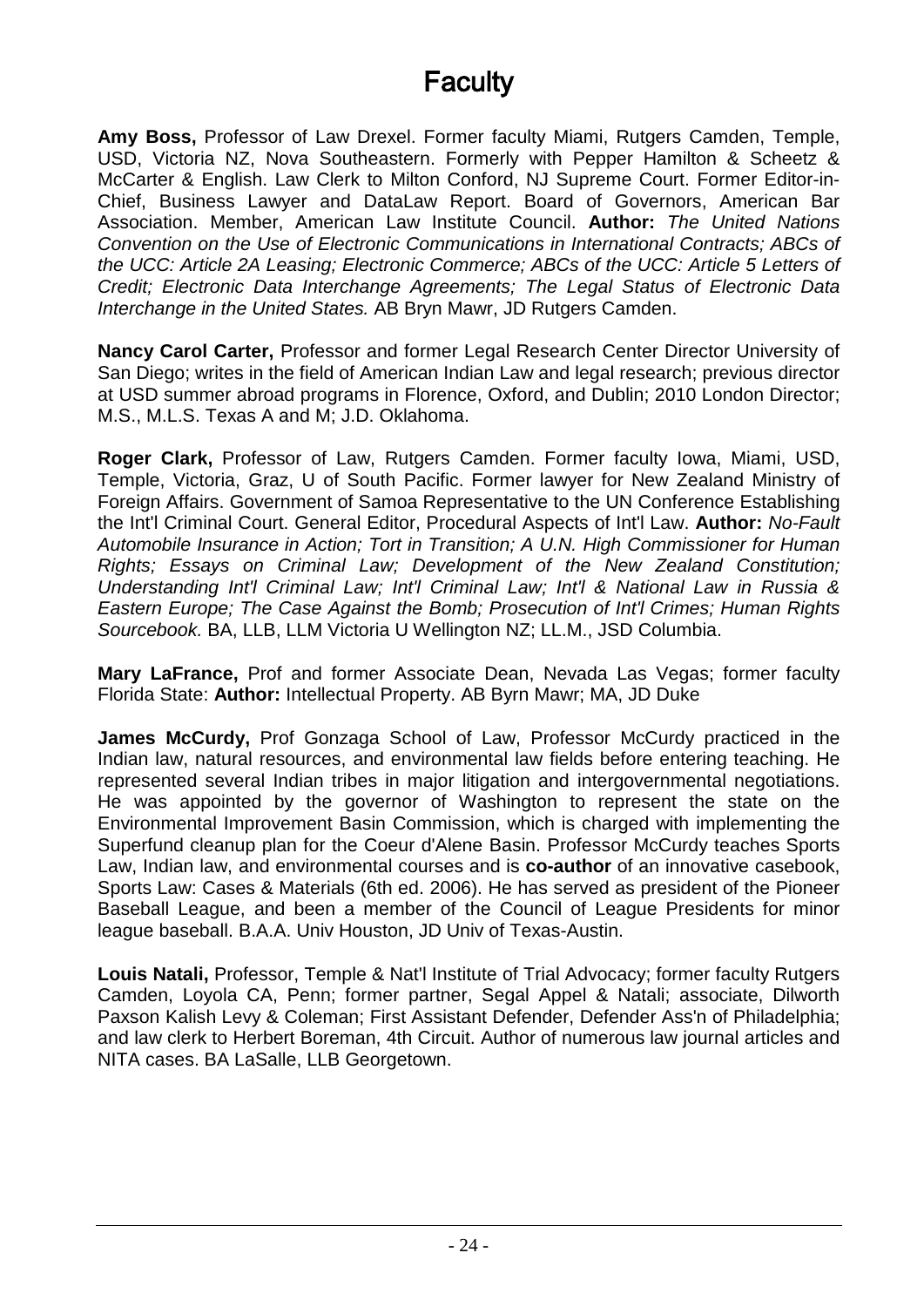# Faculty

**Amy Boss,** Professor of Law Drexel. Former faculty Miami, Rutgers Camden, Temple, USD, Victoria NZ, Nova Southeastern. Formerly with Pepper Hamilton & Scheetz & McCarter & English. Law Clerk to Milton Conford, NJ Supreme Court. Former Editor-in-Chief, Business Lawyer and DataLaw Report. Board of Governors, American Bar Association. Member, American Law Institute Council. **Author:** *The United Nations Convention on the Use of Electronic Communications in International Contracts; ABCs of the UCC: Article 2A Leasing; Electronic Commerce; ABCs of the UCC: Article 5 Letters of Credit; Electronic Data Interchange Agreements; The Legal Status of Electronic Data Interchange in the United States.* AB Bryn Mawr, JD Rutgers Camden.

**Nancy Carol Carter,** Professor and former Legal Research Center Director University of San Diego; writes in the field of American Indian Law and legal research; previous director at USD summer abroad programs in Florence, Oxford, and Dublin; 2010 London Director; M.S., M.L.S. Texas A and M; J.D. Oklahoma.

**Roger Clark,** Professor of Law, Rutgers Camden. Former faculty Iowa, Miami, USD, Temple, Victoria, Graz, U of South Pacific. Former lawyer for New Zealand Ministry of Foreign Affairs. Government of Samoa Representative to the UN Conference Establishing the Int'l Criminal Court. General Editor, Procedural Aspects of Int'l Law. **Author:** *No-Fault Automobile Insurance in Action; Tort in Transition; A U.N. High Commissioner for Human Rights; Essays on Criminal Law; Development of the New Zealand Constitution; Understanding Int'l Criminal Law; Int'l Criminal Law; Int'l & National Law in Russia & Eastern Europe; The Case Against the Bomb; Prosecution of Int'l Crimes; Human Rights Sourcebook.* BA, LLB, LLM Victoria U Wellington NZ; LL.M., JSD Columbia.

**Mary LaFrance,** Prof and former Associate Dean, Nevada Las Vegas; former faculty Florida State: **Author:** Intellectual Property. AB Byrn Mawr; MA, JD Duke

**James McCurdy,** Prof Gonzaga School of Law, Professor McCurdy practiced in the Indian law, natural resources, and environmental law fields before entering teaching. He represented several Indian tribes in major litigation and intergovernmental negotiations. He was appointed by the governor of Washington to represent the state on the Environmental Improvement Basin Commission, which is charged with implementing the Superfund cleanup plan for the Coeur d'Alene Basin. Professor McCurdy teaches Sports Law, Indian law, and environmental courses and is **co-author** of an innovative casebook, Sports Law: Cases & Materials (6th ed. 2006). He has served as president of the Pioneer Baseball League, and been a member of the Council of League Presidents for minor league baseball. B.A.A. Univ Houston, JD Univ of Texas-Austin.

**Louis Natali,** Professor, Temple & Nat'l Institute of Trial Advocacy; former faculty Rutgers Camden, Loyola CA, Penn; former partner, Segal Appel & Natali; associate, Dilworth Paxson Kalish Levy & Coleman; First Assistant Defender, Defender Ass'n of Philadelphia; and law clerk to Herbert Boreman, 4th Circuit. Author of numerous law journal articles and NITA cases. BA LaSalle, LLB Georgetown.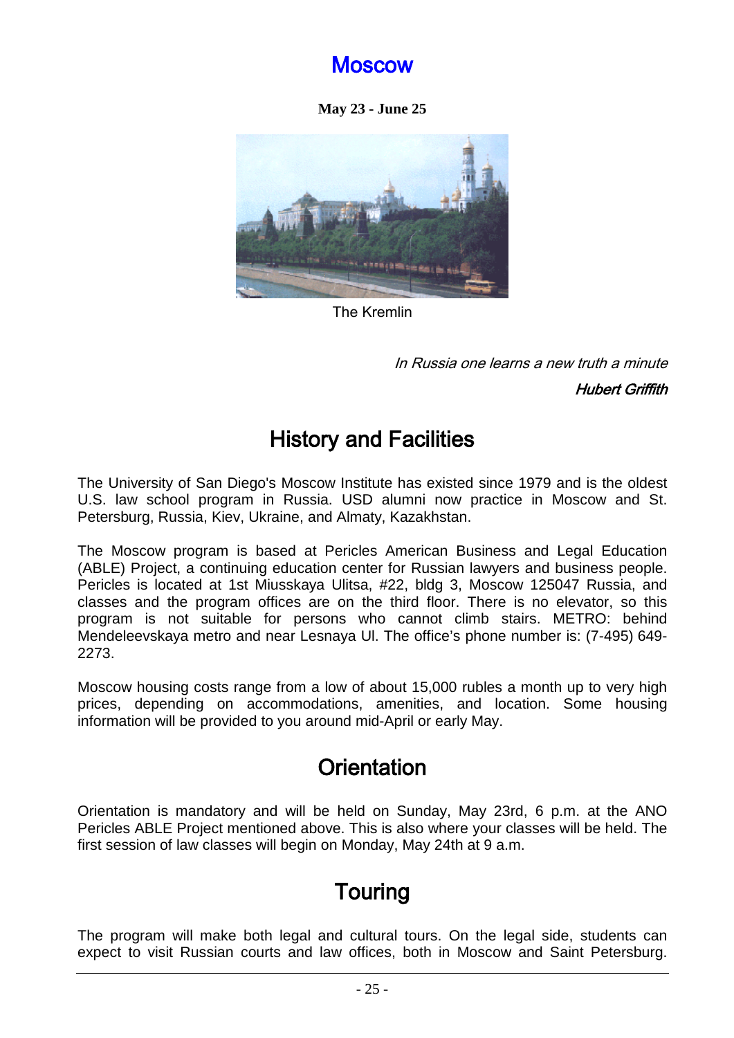# Moscow

**May 23 - June 25**

The Kremlin

*In Russia one learns a new truth a minute*

***Hubert Griffith***

## History and Facilities

The University of San Diego's Moscow Institute has existed since 1979 and is the oldest U.S. law school program in Russia. USD alumni now practice in Moscow and St. Petersburg, Russia, Kiev, Ukraine, and Almaty, Kazakhstan.

The Moscow program is based at Pericles American Business and Legal Education (ABLE) Project, a continuing education center for Russian lawyers and business people. Pericles is located at 1st Miusskaya Ulitsa, #22, bldg 3, Moscow 125047 Russia, and classes and the program offices are on the third floor. There is no elevator, so this program is not suitable for persons who cannot climb stairs. METRO: behind Mendeleevskaya metro and near Lesnaya Ul. The office's phone number is: (7-495) 649-2273.

Moscow housing costs range from a low of about 15,000 rubles a month up to very high prices, depending on accommodations, amenities, and location. Some housing information will be provided to you around mid-April or early May.

## Orientation

Orientation is mandatory and will be held on Sunday, May 23rd, 6 p.m. at the ANO Pericles ABLE Project mentioned above. This is also where your classes will be held. The first session of law classes will begin on Monday, May 24th at 9 a.m.

## Touring

The program will make both legal and cultural tours. On the legal side, students can expect to visit Russian courts and law offices, both in Moscow and Saint Petersburg.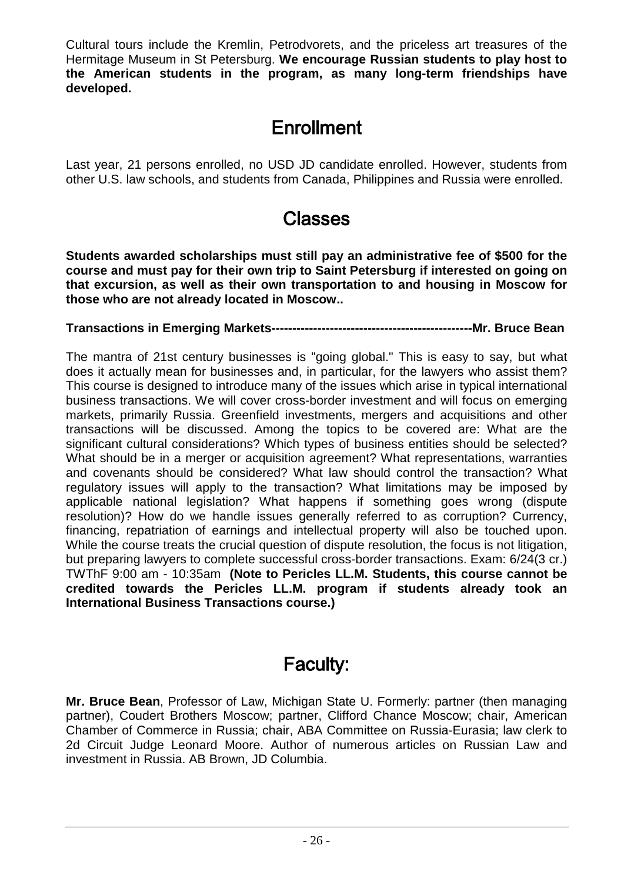Cultural tours include the Kremlin, Petrodvorets, and the priceless art treasures of the Hermitage Museum in St Petersburg. **We encourage Russian students to play host to the American students in the program, as many long-term friendships have developed.**

## Enrollment

Last year, 21 persons enrolled, no USD JD candidate enrolled. However, students from other U.S. law schools, and students from Canada, Philippines and Russia were enrolled.

## Classes

**Students awarded scholarships must still pay an administrative fee of $500 for the course and must pay for their own trip to Saint Petersburg if interested on going on that excursion, as well as their own transportation to and housing in Moscow for those who are not already located in Moscow..**

**Transactions in Emerging Markets------------------------------------------------Mr. Bruce Bean**

The mantra of 21st century businesses is "going global." This is easy to say, but what does it actually mean for businesses and, in particular, for the lawyers who assist them? This course is designed to introduce many of the issues which arise in typical international business transactions. We will cover cross-border investment and will focus on emerging markets, primarily Russia. Greenfield investments, mergers and acquisitions and other transactions will be discussed. Among the topics to be covered are: What are the significant cultural considerations? Which types of business entities should be selected? What should be in a merger or acquisition agreement? What representations, warranties and covenants should be considered? What law should control the transaction? What regulatory issues will apply to the transaction? What limitations may be imposed by applicable national legislation? What happens if something goes wrong (dispute resolution)? How do we handle issues generally referred to as corruption? Currency, financing, repatriation of earnings and intellectual property will also be touched upon. While the course treats the crucial question of dispute resolution, the focus is not litigation, but preparing lawyers to complete successful cross-border transactions. Exam: 6/24(3 cr.) TWThF 9:00 am - 10:35am **(Note to Pericles LL.M. Students, this course cannot be credited towards the Pericles LL.M. program if students already took an International Business Transactions course.)**

## Faculty:

**Mr. Bruce Bean**, Professor of Law, Michigan State U. Formerly: partner (then managing partner), Coudert Brothers Moscow; partner, Clifford Chance Moscow; chair, American Chamber of Commerce in Russia; chair, ABA Committee on Russia-Eurasia; law clerk to 2d Circuit Judge Leonard Moore. Author of numerous articles on Russian Law and investment in Russia. AB Brown, JD Columbia.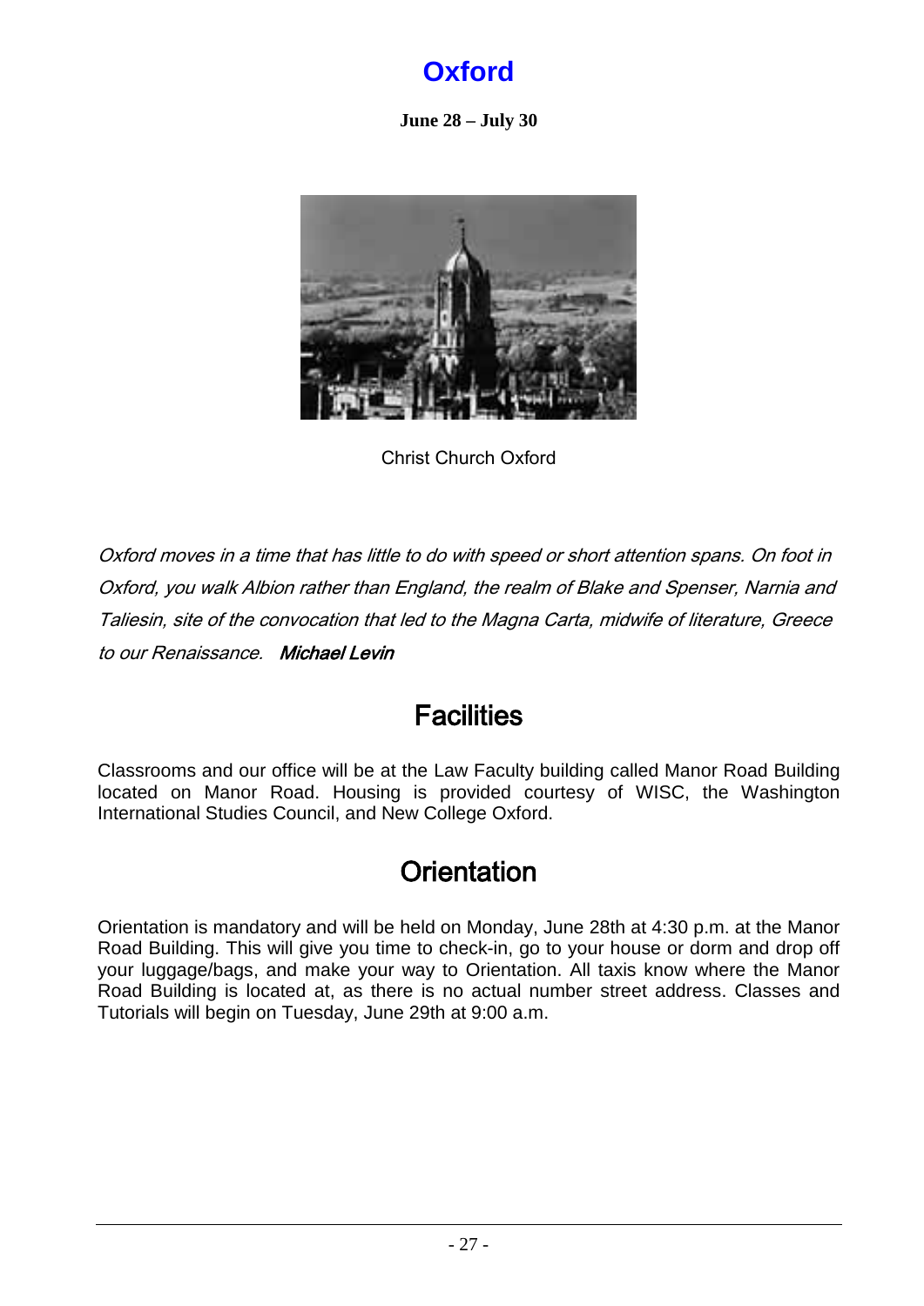# Oxford

**June 28 – July 30**

Christ Church Oxford

*Oxford moves in a time that has little to do with speed or short attention spans. On foot in Oxford, you walk Albion rather than England, the realm of Blake and Spenser, Narnia and Taliesin, site of the convocation that led to the Magna Carta, midwife of literature, Greece to our Renaissance.* ***Michael Levin***

## Facilities

Classrooms and our office will be at the Law Faculty building called Manor Road Building located on Manor Road. Housing is provided courtesy of WISC, the Washington International Studies Council, and New College Oxford.

## Orientation

Orientation is mandatory and will be held on Monday, June 28th at 4:30 p.m. at the Manor Road Building. This will give you time to check-in, go to your house or dorm and drop off your luggage/bags, and make your way to Orientation. All taxis know where the Manor Road Building is located at, as there is no actual number street address. Classes and Tutorials will begin on Tuesday, June 29th at 9:00 a.m.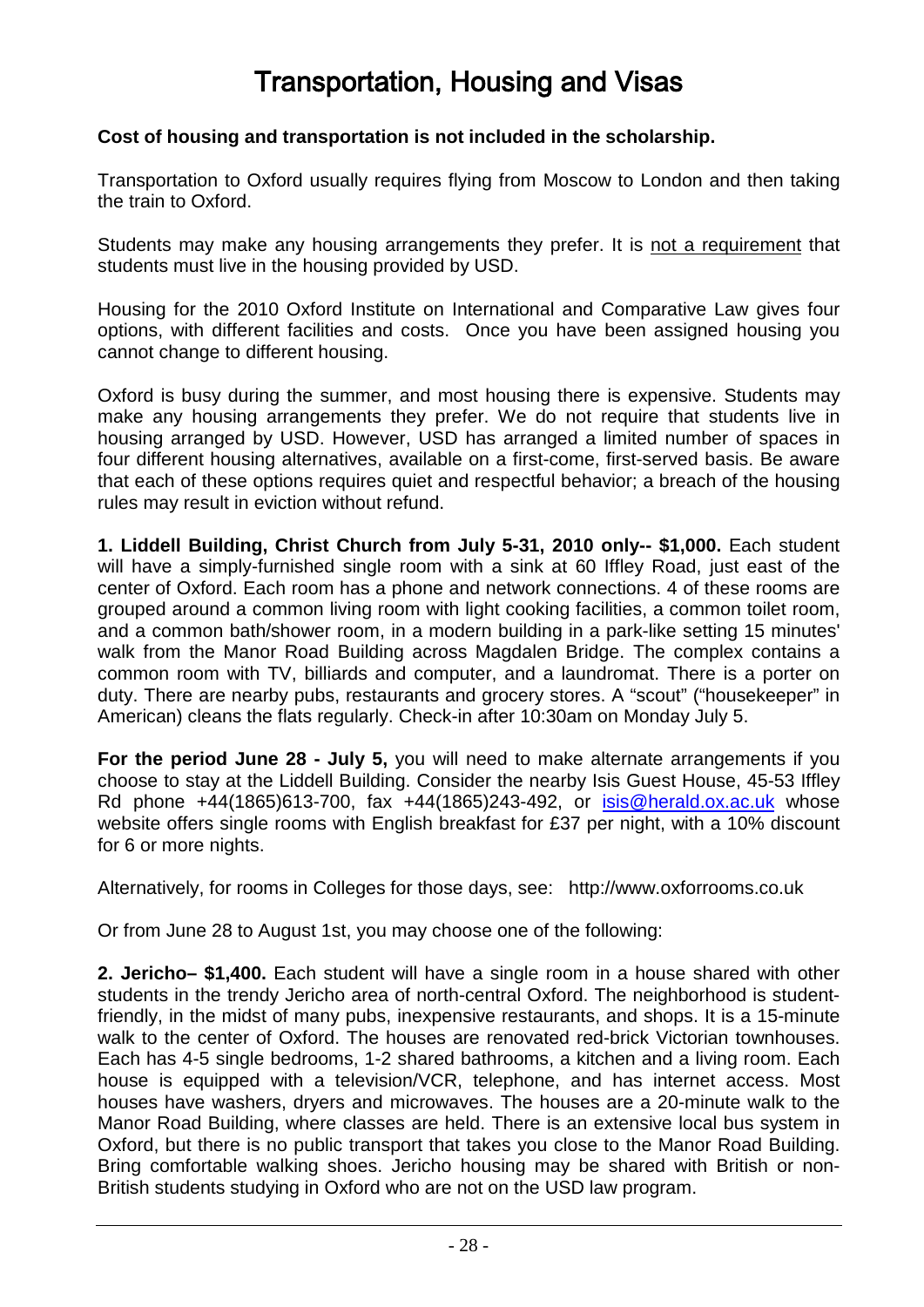# Transportation, Housing and Visas

**Cost of housing and transportation is not included in the scholarship.**

Transportation to Oxford usually requires flying from Moscow to London and then taking the train to Oxford.

Students may make any housing arrangements they prefer. It is not a requirement that students must live in the housing provided by USD.

Housing for the 2010 Oxford Institute on International and Comparative Law gives four options, with different facilities and costs. Once you have been assigned housing you cannot change to different housing.

Oxford is busy during the summer, and most housing there is expensive. Students may make any housing arrangements they prefer. We do not require that students live in housing arranged by USD. However, USD has arranged a limited number of spaces in four different housing alternatives, available on a first-come, first-served basis. Be aware that each of these options requires quiet and respectful behavior; a breach of the housing rules may result in eviction without refund.

**1. Liddell Building, Christ Church from July 5-31, 2010 only-- $1,000.** Each student will have a simply-furnished single room with a sink at 60 Iffley Road, just east of the center of Oxford. Each room has a phone and network connections. 4 of these rooms are grouped around a common living room with light cooking facilities, a common toilet room, and a common bath/shower room, in a modern building in a park-like setting 15 minutes' walk from the Manor Road Building across Magdalen Bridge. The complex contains a common room with TV, billiards and computer, and a laundromat. There is a porter on duty. There are nearby pubs, restaurants and grocery stores. A "scout" ("housekeeper" in American) cleans the flats regularly. Check-in after 10:30am on Monday July 5.

**For the period June 28 - July 5,** you will need to make alternate arrangements if you choose to stay at the Liddell Building. Consider the nearby Isis Guest House, 45-53 Iffley Rd phone +44(1865)613-700, fax +44(1865)243-492, or isis@herald.ox.ac.uk whose website offers single rooms with English breakfast for £37 per night, with a 10% discount for 6 or more nights.

Alternatively, for rooms in Colleges for those days, see: http://www.oxforrooms.co.uk

Or from June 28 to August 1st, you may choose one of the following:

**2. Jericho– $1,400.** Each student will have a single room in a house shared with other students in the trendy Jericho area of north-central Oxford. The neighborhood is student-friendly, in the midst of many pubs, inexpensive restaurants, and shops. It is a 15-minute walk to the center of Oxford. The houses are renovated red-brick Victorian townhouses. Each has 4-5 single bedrooms, 1-2 shared bathrooms, a kitchen and a living room. Each house is equipped with a television/VCR, telephone, and has internet access. Most houses have washers, dryers and microwaves. The houses are a 20-minute walk to the Manor Road Building, where classes are held. There is an extensive local bus system in Oxford, but there is no public transport that takes you close to the Manor Road Building. Bring comfortable walking shoes. Jericho housing may be shared with British or non-British students studying in Oxford who are not on the USD law program.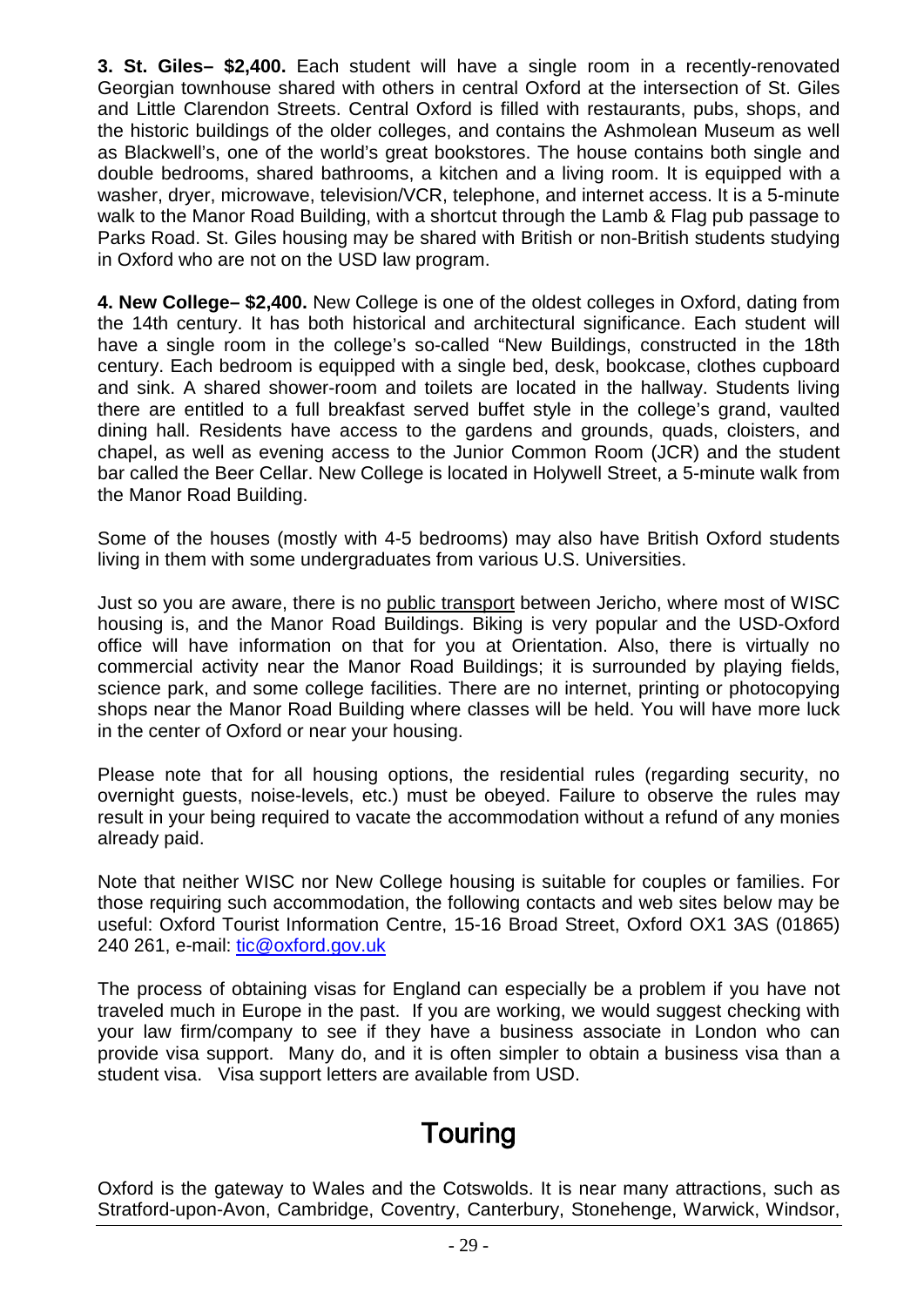**3. St. Giles– $2,400.** Each student will have a single room in a recently-renovated Georgian townhouse shared with others in central Oxford at the intersection of St. Giles and Little Clarendon Streets. Central Oxford is filled with restaurants, pubs, shops, and the historic buildings of the older colleges, and contains the Ashmolean Museum as well as Blackwell's, one of the world's great bookstores. The house contains both single and double bedrooms, shared bathrooms, a kitchen and a living room. It is equipped with a washer, dryer, microwave, television/VCR, telephone, and internet access. It is a 5-minute walk to the Manor Road Building, with a shortcut through the Lamb & Flag pub passage to Parks Road. St. Giles housing may be shared with British or non-British students studying in Oxford who are not on the USD law program.

**4. New College– $2,400.** New College is one of the oldest colleges in Oxford, dating from the 14th century. It has both historical and architectural significance. Each student will have a single room in the college's so-called "New Buildings, constructed in the 18th century. Each bedroom is equipped with a single bed, desk, bookcase, clothes cupboard and sink. A shared shower-room and toilets are located in the hallway. Students living there are entitled to a full breakfast served buffet style in the college's grand, vaulted dining hall. Residents have access to the gardens and grounds, quads, cloisters, and chapel, as well as evening access to the Junior Common Room (JCR) and the student bar called the Beer Cellar. New College is located in Holywell Street, a 5-minute walk from the Manor Road Building.

Some of the houses (mostly with 4-5 bedrooms) may also have British Oxford students living in them with some undergraduates from various U.S. Universities.

Just so you are aware, there is no public transport between Jericho, where most of WISC housing is, and the Manor Road Buildings. Biking is very popular and the USD-Oxford office will have information on that for you at Orientation. Also, there is virtually no commercial activity near the Manor Road Buildings; it is surrounded by playing fields, science park, and some college facilities. There are no internet, printing or photocopying shops near the Manor Road Building where classes will be held. You will have more luck in the center of Oxford or near your housing.

Please note that for all housing options, the residential rules (regarding security, no overnight guests, noise-levels, etc.) must be obeyed. Failure to observe the rules may result in your being required to vacate the accommodation without a refund of any monies already paid.

Note that neither WISC nor New College housing is suitable for couples or families. For those requiring such accommodation, the following contacts and web sites below may be useful: Oxford Tourist Information Centre, 15-16 Broad Street, Oxford OX1 3AS (01865) 240 261, e-mail: tic@oxford.gov.uk

The process of obtaining visas for England can especially be a problem if you have not traveled much in Europe in the past. If you are working, we would suggest checking with your law firm/company to see if they have a business associate in London who can provide visa support. Many do, and it is often simpler to obtain a business visa than a student visa. Visa support letters are available from USD.

# Touring

Oxford is the gateway to Wales and the Cotswolds. It is near many attractions, such as Stratford-upon-Avon, Cambridge, Coventry, Canterbury, Stonehenge, Warwick, Windsor,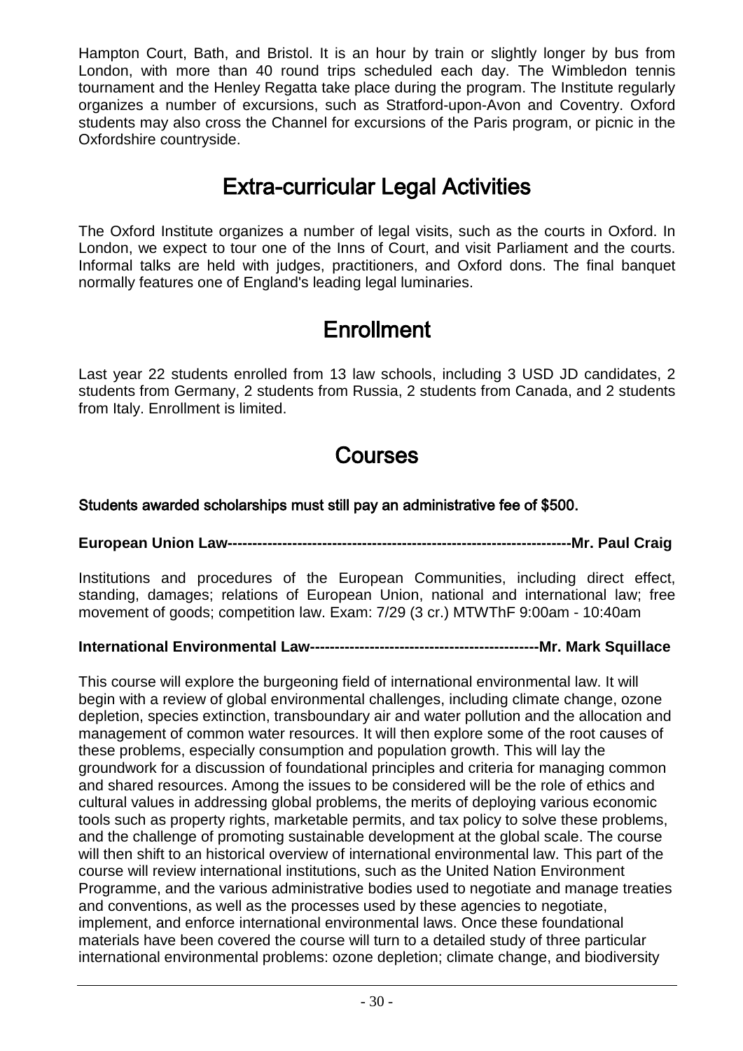Hampton Court, Bath, and Bristol. It is an hour by train or slightly longer by bus from London, with more than 40 round trips scheduled each day. The Wimbledon tennis tournament and the Henley Regatta take place during the program. The Institute regularly organizes a number of excursions, such as Stratford-upon-Avon and Coventry. Oxford students may also cross the Channel for excursions of the Paris program, or picnic in the Oxfordshire countryside.

## Extra-curricular Legal Activities

The Oxford Institute organizes a number of legal visits, such as the courts in Oxford. In London, we expect to tour one of the Inns of Court, and visit Parliament and the courts. Informal talks are held with judges, practitioners, and Oxford dons. The final banquet normally features one of England's leading legal luminaries.

## Enrollment

Last year 22 students enrolled from 13 law schools, including 3 USD JD candidates, 2 students from Germany, 2 students from Russia, 2 students from Canada, and 2 students from Italy. Enrollment is limited.

## Courses

**Students awarded scholarships must still pay an administrative fee of $500.**

**European Union Law--------------------------------------------------------------------Mr. Paul Craig**

Institutions and procedures of the European Communities, including direct effect, standing, damages; relations of European Union, national and international law; free movement of goods; competition law. Exam: 7/29 (3 cr.) MTWThF 9:00am - 10:40am

**International Environmental Law----------------------------------------------Mr. Mark Squillace**

This course will explore the burgeoning field of international environmental law. It will begin with a review of global environmental challenges, including climate change, ozone depletion, species extinction, transboundary air and water pollution and the allocation and management of common water resources. It will then explore some of the root causes of these problems, especially consumption and population growth. This will lay the groundwork for a discussion of foundational principles and criteria for managing common and shared resources. Among the issues to be considered will be the role of ethics and cultural values in addressing global problems, the merits of deploying various economic tools such as property rights, marketable permits, and tax policy to solve these problems, and the challenge of promoting sustainable development at the global scale. The course will then shift to an historical overview of international environmental law. This part of the course will review international institutions, such as the United Nation Environment Programme, and the various administrative bodies used to negotiate and manage treaties and conventions, as well as the processes used by these agencies to negotiate, implement, and enforce international environmental laws. Once these foundational materials have been covered the course will turn to a detailed study of three particular international environmental problems: ozone depletion; climate change, and biodiversity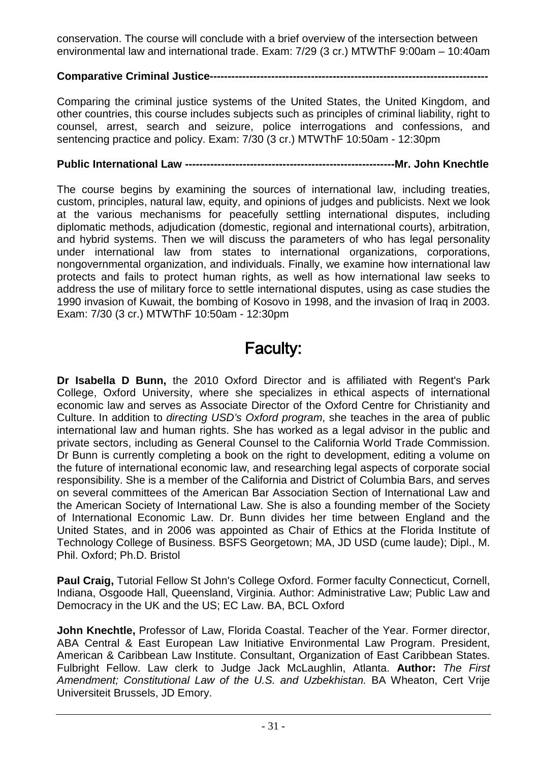conservation. The course will conclude with a brief overview of the intersection between environmental law and international trade. Exam: 7/29 (3 cr.) MTWThF 9:00am – 10:40am

**Comparative Criminal Justice---------------------------------------------------------------------------**

Comparing the criminal justice systems of the United States, the United Kingdom, and other countries, this course includes subjects such as principles of criminal liability, right to counsel, arrest, search and seizure, police interrogations and confessions, and sentencing practice and policy. Exam: 7/30 (3 cr.) MTWThF 10:50am - 12:30pm

**Public International Law ---------------------------------------------------------Mr. John Knechtle**

The course begins by examining the sources of international law, including treaties, custom, principles, natural law, equity, and opinions of judges and publicists. Next we look at the various mechanisms for peacefully settling international disputes, including diplomatic methods, adjudication (domestic, regional and international courts), arbitration, and hybrid systems. Then we will discuss the parameters of who has legal personality under international law from states to international organizations, corporations, nongovernmental organization, and individuals. Finally, we examine how international law protects and fails to protect human rights, as well as how international law seeks to address the use of military force to settle international disputes, using as case studies the 1990 invasion of Kuwait, the bombing of Kosovo in 1998, and the invasion of Iraq in 2003. Exam: 7/30 (3 cr.) MTWThF 10:50am - 12:30pm

# Faculty:

**Dr Isabella D Bunn,** the 2010 Oxford Director and is affiliated with Regent's Park College, Oxford University, where she specializes in ethical aspects of international economic law and serves as Associate Director of the Oxford Centre for Christianity and Culture. In addition to *directing USD's Oxford program*, she teaches in the area of public international law and human rights. She has worked as a legal advisor in the public and private sectors, including as General Counsel to the California World Trade Commission. Dr Bunn is currently completing a book on the right to development, editing a volume on the future of international economic law, and researching legal aspects of corporate social responsibility. She is a member of the California and District of Columbia Bars, and serves on several committees of the American Bar Association Section of International Law and the American Society of International Law. She is also a founding member of the Society of International Economic Law. Dr. Bunn divides her time between England and the United States, and in 2006 was appointed as Chair of Ethics at the Florida Institute of Technology College of Business. BSFS Georgetown; MA, JD USD (cume laude); Dipl., M. Phil. Oxford; Ph.D. Bristol

**Paul Craig,** Tutorial Fellow St John's College Oxford. Former faculty Connecticut, Cornell, Indiana, Osgoode Hall, Queensland, Virginia. Author: Administrative Law; Public Law and Democracy in the UK and the US; EC Law. BA, BCL Oxford

**John Knechtle,** Professor of Law, Florida Coastal. Teacher of the Year. Former director, ABA Central & East European Law Initiative Environmental Law Program. President, American & Caribbean Law Institute. Consultant, Organization of East Caribbean States. Fulbright Fellow. Law clerk to Judge Jack McLaughlin, Atlanta. **Author:** *The First Amendment; Constitutional Law of the U.S. and Uzbekhistan.* BA Wheaton, Cert Vrije Universiteit Brussels, JD Emory.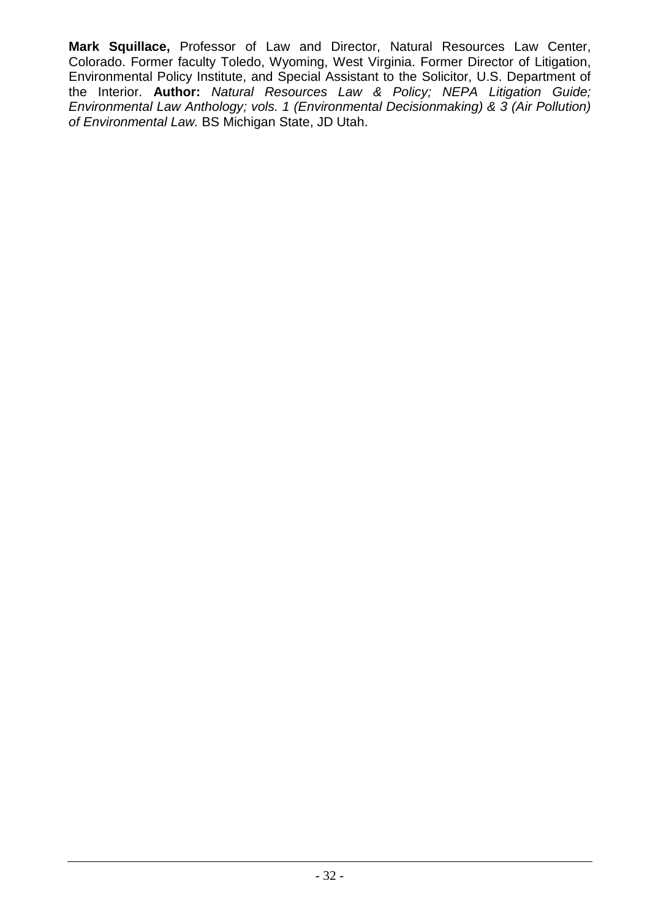**Mark Squillace,** Professor of Law and Director, Natural Resources Law Center, Colorado. Former faculty Toledo, Wyoming, West Virginia. Former Director of Litigation, Environmental Policy Institute, and Special Assistant to the Solicitor, U.S. Department of the Interior. **Author:** *Natural Resources Law & Policy; NEPA Litigation Guide; Environmental Law Anthology; vols. 1 (Environmental Decisionmaking) & 3 (Air Pollution) of Environmental Law.* BS Michigan State, JD Utah.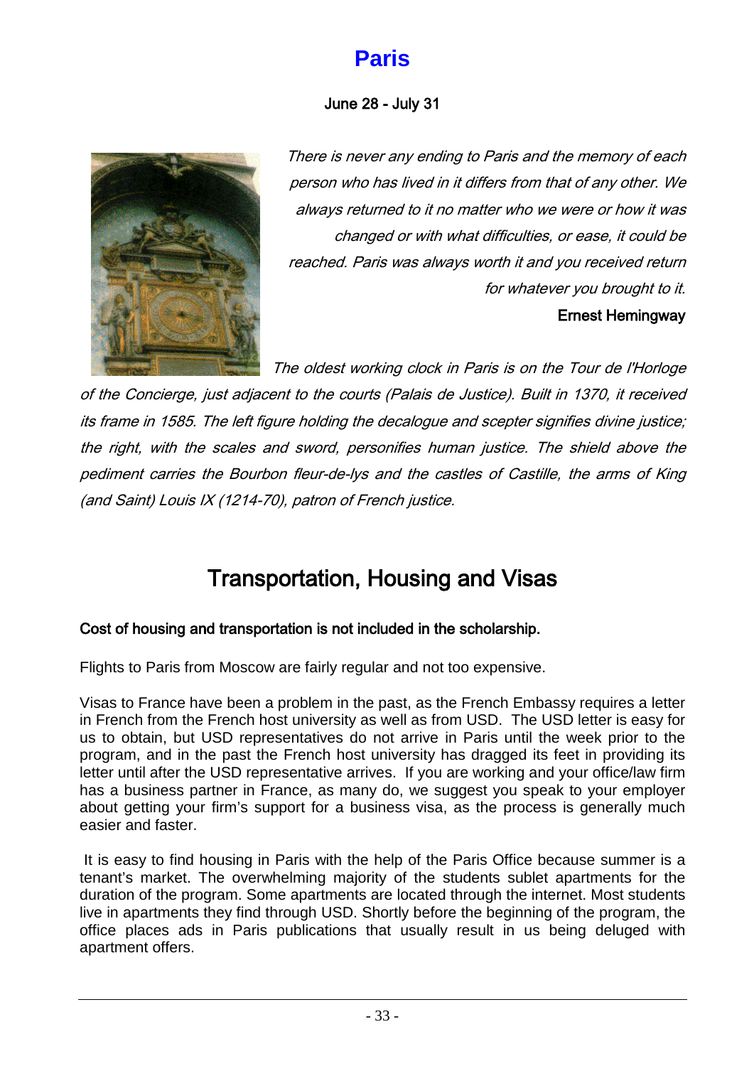# Paris

June 28 - July 31

*There is never any ending to Paris and the memory of each person who has lived in it differs from that of any other. We always returned to it no matter who we were or how it was changed or with what difficulties, or ease, it could be reached. Paris was always worth it and you received return for whatever you brought to it.*

Ernest Hemingway

*The oldest working clock in Paris is on the Tour de l'Horloge of the Concierge, just adjacent to the courts (Palais de Justice). Built in 1370, it received its frame in 1585. The left figure holding the decalogue and scepter signifies divine justice; the right, with the scales and sword, personifies human justice. The shield above the pediment carries the Bourbon fleur-de-lys and the castles of Castille, the arms of King (and Saint) Louis IX (1214-70), patron of French justice.*

## Transportation, Housing and Visas

**Cost of housing and transportation is not included in the scholarship.**

Flights to Paris from Moscow are fairly regular and not too expensive.

Visas to France have been a problem in the past, as the French Embassy requires a letter in French from the French host university as well as from USD. The USD letter is easy for us to obtain, but USD representatives do not arrive in Paris until the week prior to the program, and in the past the French host university has dragged its feet in providing its letter until after the USD representative arrives. If you are working and your office/law firm has a business partner in France, as many do, we suggest you speak to your employer about getting your firm's support for a business visa, as the process is generally much easier and faster.

It is easy to find housing in Paris with the help of the Paris Office because summer is a tenant's market. The overwhelming majority of the students sublet apartments for the duration of the program. Some apartments are located through the internet. Most students live in apartments they find through USD. Shortly before the beginning of the program, the office places ads in Paris publications that usually result in us being deluged with apartment offers.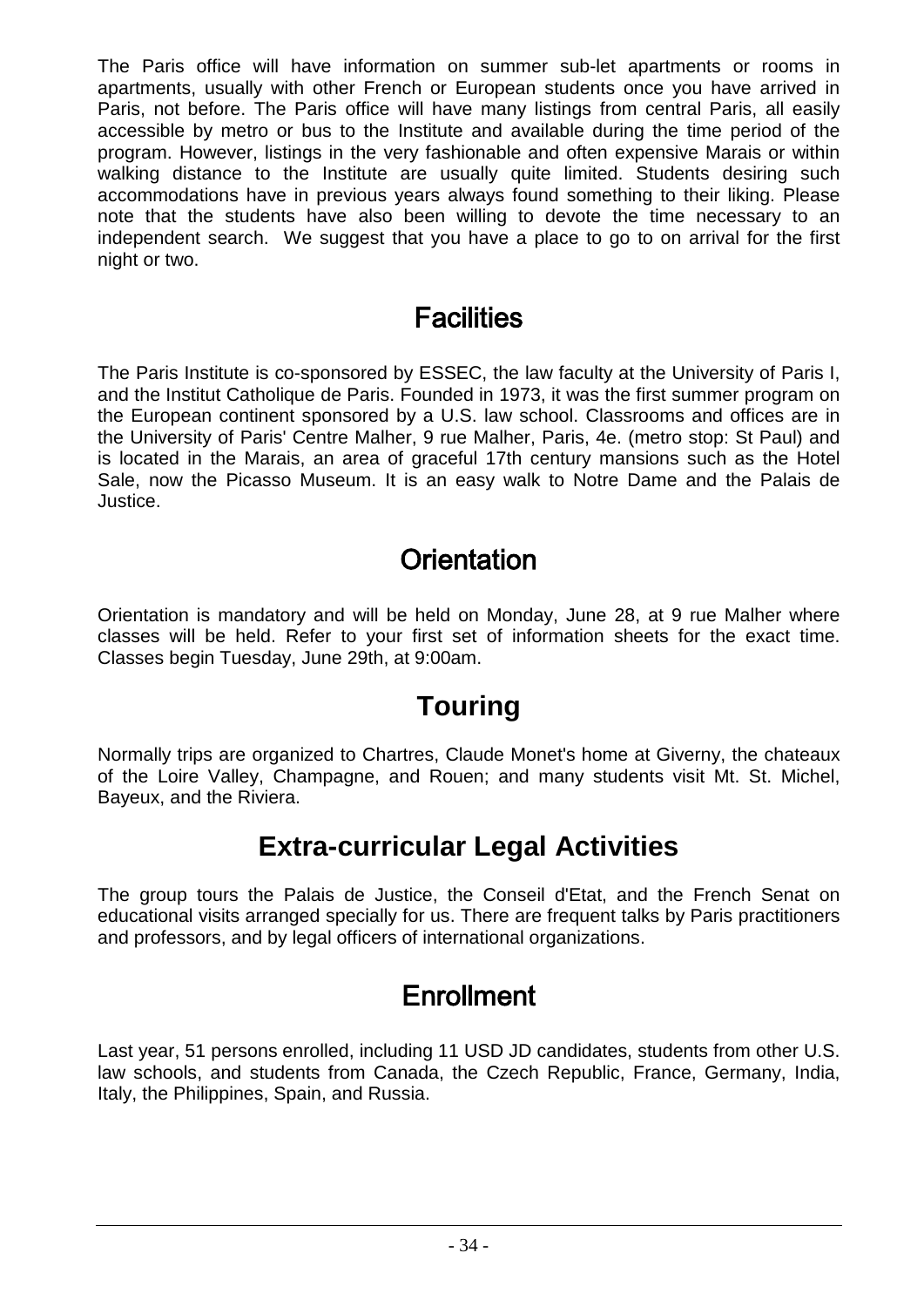The Paris office will have information on summer sub-let apartments or rooms in apartments, usually with other French or European students once you have arrived in Paris, not before. The Paris office will have many listings from central Paris, all easily accessible by metro or bus to the Institute and available during the time period of the program. However, listings in the very fashionable and often expensive Marais or within walking distance to the Institute are usually quite limited. Students desiring such accommodations have in previous years always found something to their liking. Please note that the students have also been willing to devote the time necessary to an independent search. We suggest that you have a place to go to on arrival for the first night or two.

## Facilities

The Paris Institute is co-sponsored by ESSEC, the law faculty at the University of Paris I, and the Institut Catholique de Paris. Founded in 1973, it was the first summer program on the European continent sponsored by a U.S. law school. Classrooms and offices are in the University of Paris' Centre Malher, 9 rue Malher, Paris, 4e. (metro stop: St Paul) and is located in the Marais, an area of graceful 17th century mansions such as the Hotel Sale, now the Picasso Museum. It is an easy walk to Notre Dame and the Palais de Justice.

## Orientation

Orientation is mandatory and will be held on Monday, June 28, at 9 rue Malher where classes will be held. Refer to your first set of information sheets for the exact time. Classes begin Tuesday, June 29th, at 9:00am.

## Touring

Normally trips are organized to Chartres, Claude Monet's home at Giverny, the chateaux of the Loire Valley, Champagne, and Rouen; and many students visit Mt. St. Michel, Bayeux, and the Riviera.

## Extra-curricular Legal Activities

The group tours the Palais de Justice, the Conseil d'Etat, and the French Senat on educational visits arranged specially for us. There are frequent talks by Paris practitioners and professors, and by legal officers of international organizations.

## Enrollment

Last year, 51 persons enrolled, including 11 USD JD candidates, students from other U.S. law schools, and students from Canada, the Czech Republic, France, Germany, India, Italy, the Philippines, Spain, and Russia.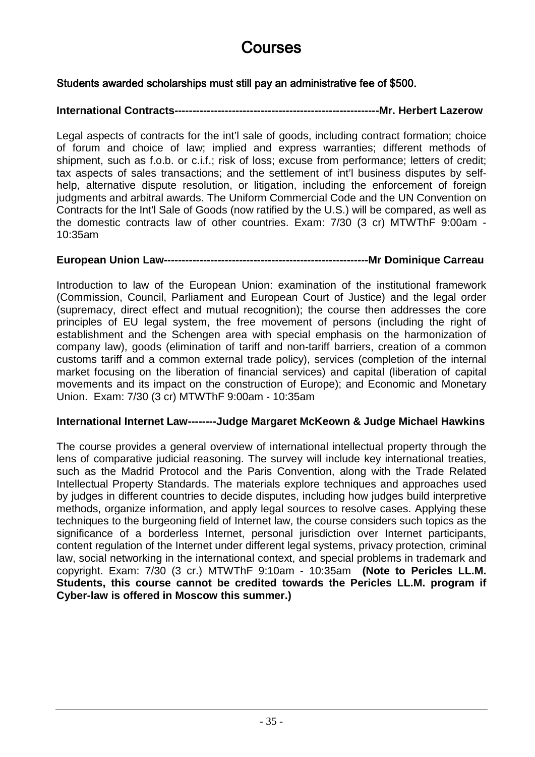# Courses

Students awarded scholarships must still pay an administrative fee of $500.

**International Contracts---------------------------------------------------------Mr. Herbert Lazerow**

Legal aspects of contracts for the int'l sale of goods, including contract formation; choice of forum and choice of law; implied and express warranties; different methods of shipment, such as f.o.b. or c.i.f.; risk of loss; excuse from performance; letters of credit; tax aspects of sales transactions; and the settlement of int'l business disputes by self-help, alternative dispute resolution, or litigation, including the enforcement of foreign judgments and arbitral awards. The Uniform Commercial Code and the UN Convention on Contracts for the Int'l Sale of Goods (now ratified by the U.S.) will be compared, as well as the domestic contracts law of other countries. Exam: 7/30 (3 cr) MTWThF 9:00am - 10:35am

**European Union Law---------------------------------------------------------Mr Dominique Carreau**

Introduction to law of the European Union: examination of the institutional framework (Commission, Council, Parliament and European Court of Justice) and the legal order (supremacy, direct effect and mutual recognition); the course then addresses the core principles of EU legal system, the free movement of persons (including the right of establishment and the Schengen area with special emphasis on the harmonization of company law), goods (elimination of tariff and non-tariff barriers, creation of a common customs tariff and a common external trade policy), services (completion of the internal market focusing on the liberation of financial services) and capital (liberation of capital movements and its impact on the construction of Europe); and Economic and Monetary Union. Exam: 7/30 (3 cr) MTWThF 9:00am - 10:35am

**International Internet Law--------Judge Margaret McKeown & Judge Michael Hawkins**

The course provides a general overview of international intellectual property through the lens of comparative judicial reasoning. The survey will include key international treaties, such as the Madrid Protocol and the Paris Convention, along with the Trade Related Intellectual Property Standards. The materials explore techniques and approaches used by judges in different countries to decide disputes, including how judges build interpretive methods, organize information, and apply legal sources to resolve cases. Applying these techniques to the burgeoning field of Internet law, the course considers such topics as the significance of a borderless Internet, personal jurisdiction over Internet participants, content regulation of the Internet under different legal systems, privacy protection, criminal law, social networking in the international context, and special problems in trademark and copyright. Exam: 7/30 (3 cr.) MTWThF 9:10am - 10:35am **(Note to Pericles LL.M. Students, this course cannot be credited towards the Pericles LL.M. program if Cyber-law is offered in Moscow this summer.)**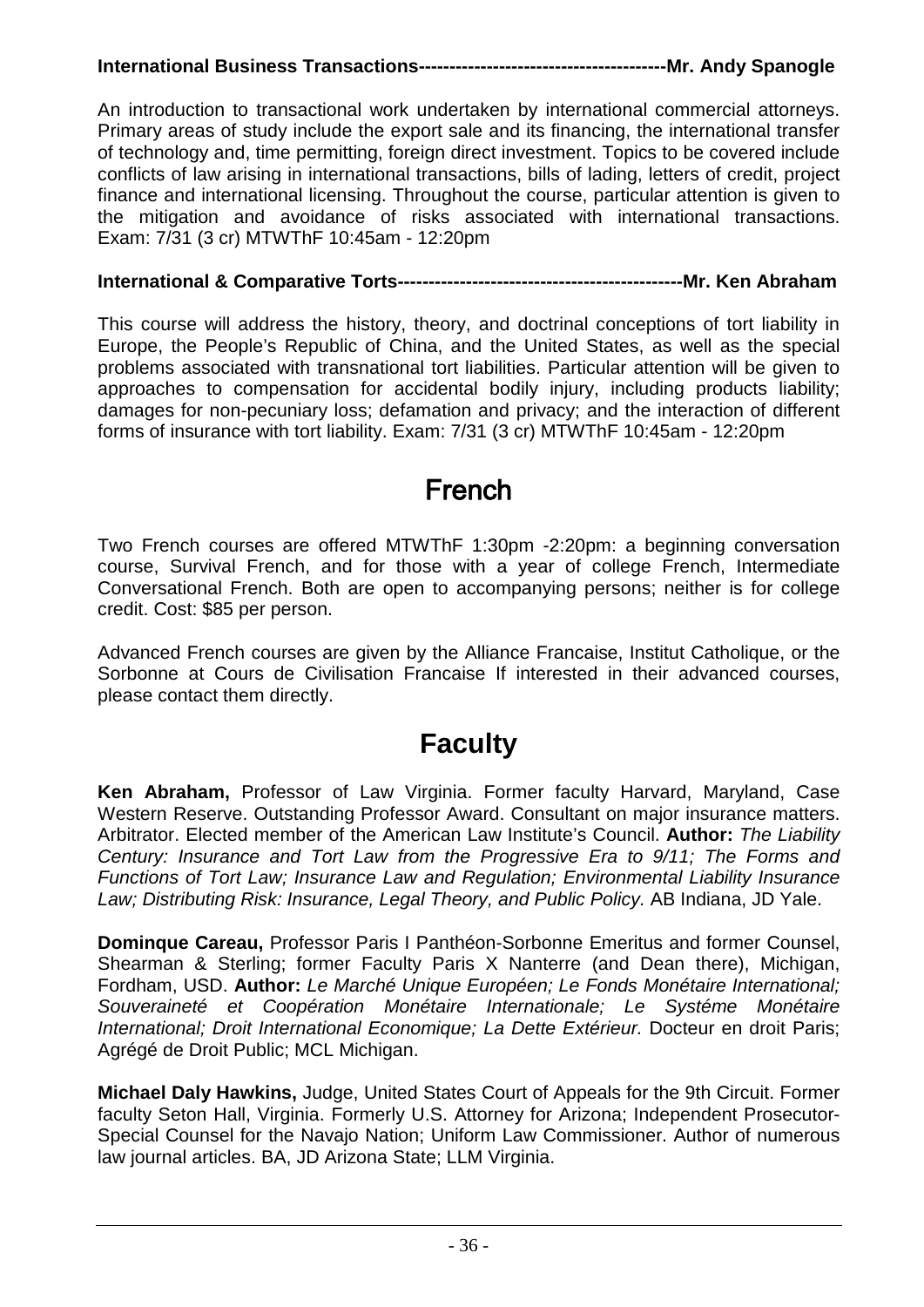**International Business Transactions---------------------------------------Mr. Andy Spanogle**

An introduction to transactional work undertaken by international commercial attorneys. Primary areas of study include the export sale and its financing, the international transfer of technology and, time permitting, foreign direct investment. Topics to be covered include conflicts of law arising in international transactions, bills of lading, letters of credit, project finance and international licensing. Throughout the course, particular attention is given to the mitigation and avoidance of risks associated with international transactions. Exam: 7/31 (3 cr) MTWThF 10:45am - 12:20pm

**International & Comparative Torts---------------------------------------------Mr. Ken Abraham**

This course will address the history, theory, and doctrinal conceptions of tort liability in Europe, the People's Republic of China, and the United States, as well as the special problems associated with transnational tort liabilities. Particular attention will be given to approaches to compensation for accidental bodily injury, including products liability; damages for non-pecuniary loss; defamation and privacy; and the interaction of different forms of insurance with tort liability. Exam: 7/31 (3 cr) MTWThF 10:45am - 12:20pm

# French

Two French courses are offered MTWThF 1:30pm -2:20pm: a beginning conversation course, Survival French, and for those with a year of college French, Intermediate Conversational French. Both are open to accompanying persons; neither is for college credit. Cost: $85 per person.

Advanced French courses are given by the Alliance Francaise, Institut Catholique, or the Sorbonne at Cours de Civilisation Francaise If interested in their advanced courses, please contact them directly.

# Faculty

**Ken Abraham,** Professor of Law Virginia. Former faculty Harvard, Maryland, Case Western Reserve. Outstanding Professor Award. Consultant on major insurance matters. Arbitrator. Elected member of the American Law Institute's Council. **Author:** *The Liability Century: Insurance and Tort Law from the Progressive Era to 9/11; The Forms and Functions of Tort Law; Insurance Law and Regulation; Environmental Liability Insurance Law; Distributing Risk: Insurance, Legal Theory, and Public Policy.* AB Indiana, JD Yale.

**Dominque Careau,** Professor Paris I Panthéon-Sorbonne Emeritus and former Counsel, Shearman & Sterling; former Faculty Paris X Nanterre (and Dean there), Michigan, Fordham, USD. **Author:** *Le Marché Unique Européen; Le Fonds Monétaire International; Souveraineté et Coopération Monétaire Internationale; Le Systéme Monétaire International; Droit International Economique; La Dette Extérieur.* Docteur en droit Paris; Agrégé de Droit Public; MCL Michigan.

**Michael Daly Hawkins,** Judge, United States Court of Appeals for the 9th Circuit. Former faculty Seton Hall, Virginia. Formerly U.S. Attorney for Arizona; Independent Prosecutor-Special Counsel for the Navajo Nation; Uniform Law Commissioner. Author of numerous law journal articles. BA, JD Arizona State; LLM Virginia.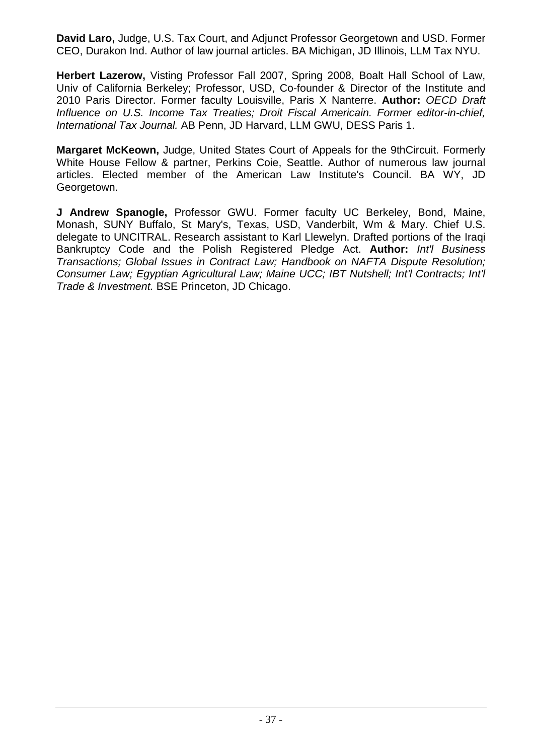**David Laro,** Judge, U.S. Tax Court, and Adjunct Professor Georgetown and USD. Former CEO, Durakon Ind. Author of law journal articles. BA Michigan, JD Illinois, LLM Tax NYU.

**Herbert Lazerow,** Visting Professor Fall 2007, Spring 2008, Boalt Hall School of Law, Univ of California Berkeley; Professor, USD, Co-founder & Director of the Institute and 2010 Paris Director. Former faculty Louisville, Paris X Nanterre. **Author:** *OECD Draft Influence on U.S. Income Tax Treaties; Droit Fiscal Americain. Former editor-in-chief, International Tax Journal.* AB Penn, JD Harvard, LLM GWU, DESS Paris 1.

**Margaret McKeown,** Judge, United States Court of Appeals for the 9thCircuit. Formerly White House Fellow & partner, Perkins Coie, Seattle. Author of numerous law journal articles. Elected member of the American Law Institute's Council. BA WY, JD Georgetown.

**J Andrew Spanogle,** Professor GWU. Former faculty UC Berkeley, Bond, Maine, Monash, SUNY Buffalo, St Mary's, Texas, USD, Vanderbilt, Wm & Mary. Chief U.S. delegate to UNCITRAL. Research assistant to Karl Llewelyn. Drafted portions of the Iraqi Bankruptcy Code and the Polish Registered Pledge Act. **Author:** *Int'l Business Transactions; Global Issues in Contract Law; Handbook on NAFTA Dispute Resolution; Consumer Law; Egyptian Agricultural Law; Maine UCC; IBT Nutshell; Int'l Contracts; Int'l Trade & Investment.* BSE Princeton, JD Chicago.